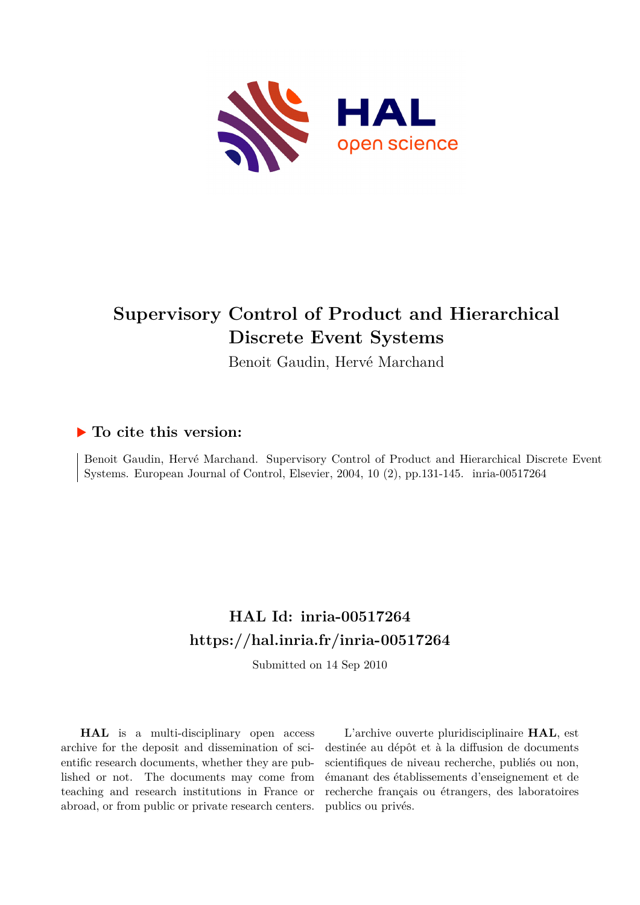# Supervisory Control of Product and Hierarchical Discrete Event Systems

Benoit Gaudin, Hervé Marchand

## ▶ To cite this version:

Benoit Gaudin, Hervé Marchand. Supervisory Control of Product and Hierarchical Discrete Event Systems. European Journal of Control, Elsevier, 2004, 10 (2), pp.131-145. inria-00517264

## HAL Id: inria-00517264

## https://hal.inria.fr/inria-00517264

Submitted on 14 Sep 2010

**HAL** is a multi-disciplinary open access archive for the deposit and dissemination of scientific research documents, whether they are published or not. The documents may come from teaching and research institutions in France or abroad, or from public or private research centers.

L'archive ouverte pluridisciplinaire **HAL**, est destinée au dépôt et à la diffusion de documents scientifiques de niveau recherche, publiés ou non, émanant des établissements d'enseignement et de recherche français ou étrangers, des laboratoires publics ou privés.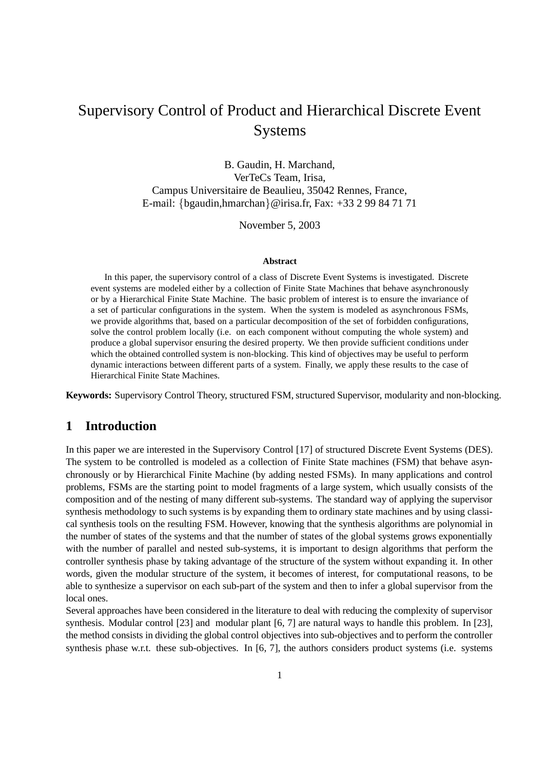# Supervisory Control of Product and Hierarchical Discrete Event Systems

B. Gaudin, H. Marchand,
VerTeCs Team, Irisa,
Campus Universitaire de Beaulieu, 35042 Rennes, France,
E-mail: {bgaudin,hmarchan}@irisa.fr, Fax: +33 2 99 84 71 71

November 5, 2003

**Abstract**

In this paper, the supervisory control of a class of Discrete Event Systems is investigated. Discrete event systems are modeled either by a collection of Finite State Machines that behave asynchronously or by a Hierarchical Finite State Machine. The basic problem of interest is to ensure the invariance of a set of particular configurations in the system. When the system is modeled as asynchronous FSMs, we provide algorithms that, based on a particular decomposition of the set of forbidden configurations, solve the control problem locally (i.e. on each component without computing the whole system) and produce a global supervisor ensuring the desired property. We then provide sufficient conditions under which the obtained controlled system is non-blocking. This kind of objectives may be useful to perform dynamic interactions between different parts of a system. Finally, we apply these results to the case of Hierarchical Finite State Machines.

**Keywords:** Supervisory Control Theory, structured FSM, structured Supervisor, modularity and non-blocking.

## 1 Introduction

In this paper we are interested in the Supervisory Control [17] of structured Discrete Event Systems (DES). The system to be controlled is modeled as a collection of Finite State machines (FSM) that behave asynchronously or by Hierarchical Finite Machine (by adding nested FSMs). In many applications and control problems, FSMs are the starting point to model fragments of a large system, which usually consists of the composition and of the nesting of many different sub-systems. The standard way of applying the supervisor synthesis methodology to such systems is by expanding them to ordinary state machines and by using classical synthesis tools on the resulting FSM. However, knowing that the synthesis algorithms are polynomial in the number of states of the systems and that the number of states of the global systems grows exponentially with the number of parallel and nested sub-systems, it is important to design algorithms that perform the controller synthesis phase by taking advantage of the structure of the system without expanding it. In other words, given the modular structure of the system, it becomes of interest, for computational reasons, to be able to synthesize a supervisor on each sub-part of the system and then to infer a global supervisor from the local ones.

Several approaches have been considered in the literature to deal with reducing the complexity of supervisor synthesis. Modular control [23] and modular plant [6, 7] are natural ways to handle this problem. In [23], the method consists in dividing the global control objectives into sub-objectives and to perform the controller synthesis phase w.r.t. these sub-objectives. In [6, 7], the authors considers product systems (i.e. systems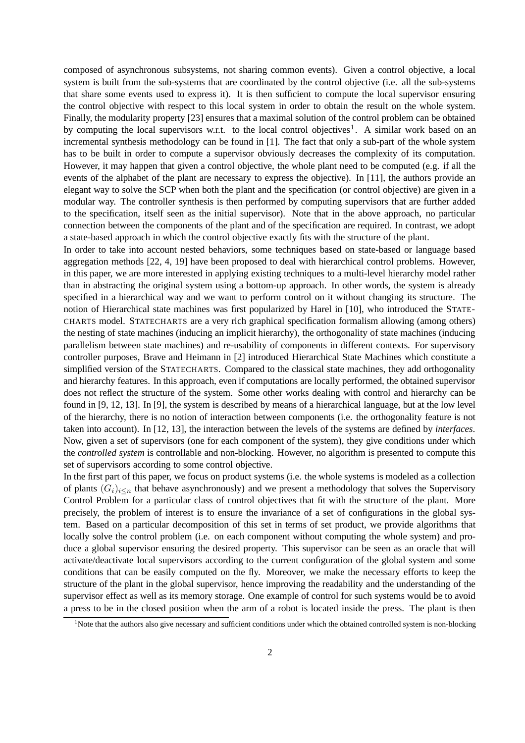composed of asynchronous subsystems, not sharing common events). Given a control objective, a local system is built from the sub-systems that are coordinated by the control objective (i.e. all the sub-systems that share some events used to express it). It is then sufficient to compute the local supervisor ensuring the control objective with respect to this local system in order to obtain the result on the whole system. Finally, the modularity property [23] ensures that a maximal solution of the control problem can be obtained by computing the local supervisors w.r.t. to the local control objectives[1]. A similar work based on an incremental synthesis methodology can be found in [1]. The fact that only a sub-part of the whole system has to be built in order to compute a supervisor obviously decreases the complexity of its computation. However, it may happen that given a control objective, the whole plant need to be computed (e.g. if all the events of the alphabet of the plant are necessary to express the objective). In [11], the authors provide an elegant way to solve the SCP when both the plant and the specification (or control objective) are given in a modular way. The controller synthesis is then performed by computing supervisors that are further added to the specification, itself seen as the initial supervisor). Note that in the above approach, no particular connection between the components of the plant and of the specification are required. In contrast, we adopt a state-based approach in which the control objective exactly fits with the structure of the plant.

In order to take into account nested behaviors, some techniques based on state-based or language based aggregation methods [22, 4, 19] have been proposed to deal with hierarchical control problems. However, in this paper, we are more interested in applying existing techniques to a multi-level hierarchy model rather than in abstracting the original system using a bottom-up approach. In other words, the system is already specified in a hierarchical way and we want to perform control on it without changing its structure. The notion of Hierarchical state machines was first popularized by Harel in [10], who introduced the STATECHARTS model. STATECHARTS are a very rich graphical specification formalism allowing (among others) the nesting of state machines (inducing an implicit hierarchy), the orthogonality of state machines (inducing parallelism between state machines) and re-usability of components in different contexts. For supervisory controller purposes, Brave and Heimann in [2] introduced Hierarchical State Machines which constitute a simplified version of the STATECHARTS. Compared to the classical state machines, they add orthogonality and hierarchy features. In this approach, even if computations are locally performed, the obtained supervisor does not reflect the structure of the system. Some other works dealing with control and hierarchy can be found in [9, 12, 13]. In [9], the system is described by means of a hierarchical language, but at the low level of the hierarchy, there is no notion of interaction between components (i.e. the orthogonality feature is not taken into account). In [12, 13], the interaction between the levels of the systems are defined by *interfaces*. Now, given a set of supervisors (one for each component of the system), they give conditions under which the *controlled system* is controllable and non-blocking. However, no algorithm is presented to compute this set of supervisors according to some control objective.

In the first part of this paper, we focus on product systems (i.e. the whole systems is modeled as a collection of plants $(G_i)_{i\leq n}$ that behave asynchronously) and we present a methodology that solves the Supervisory Control Problem for a particular class of control objectives that fit with the structure of the plant. More precisely, the problem of interest is to ensure the invariance of a set of configurations in the global system. Based on a particular decomposition of this set in terms of set product, we provide algorithms that locally solve the control problem (i.e. on each component without computing the whole system) and produce a global supervisor ensuring the desired property. This supervisor can be seen as an oracle that will activate/deactivate local supervisors according to the current configuration of the global system and some conditions that can be easily computed on the fly. Moreover, we make the necessary efforts to keep the structure of the plant in the global supervisor, hence improving the readability and the understanding of the supervisor effect as well as its memory storage. One example of control for such systems would be to avoid a press to be in the closed position when the arm of a robot is located inside the press. The plant is then

[1]Note that the authors also give necessary and sufficient conditions under which the obtained controlled system is non-blocking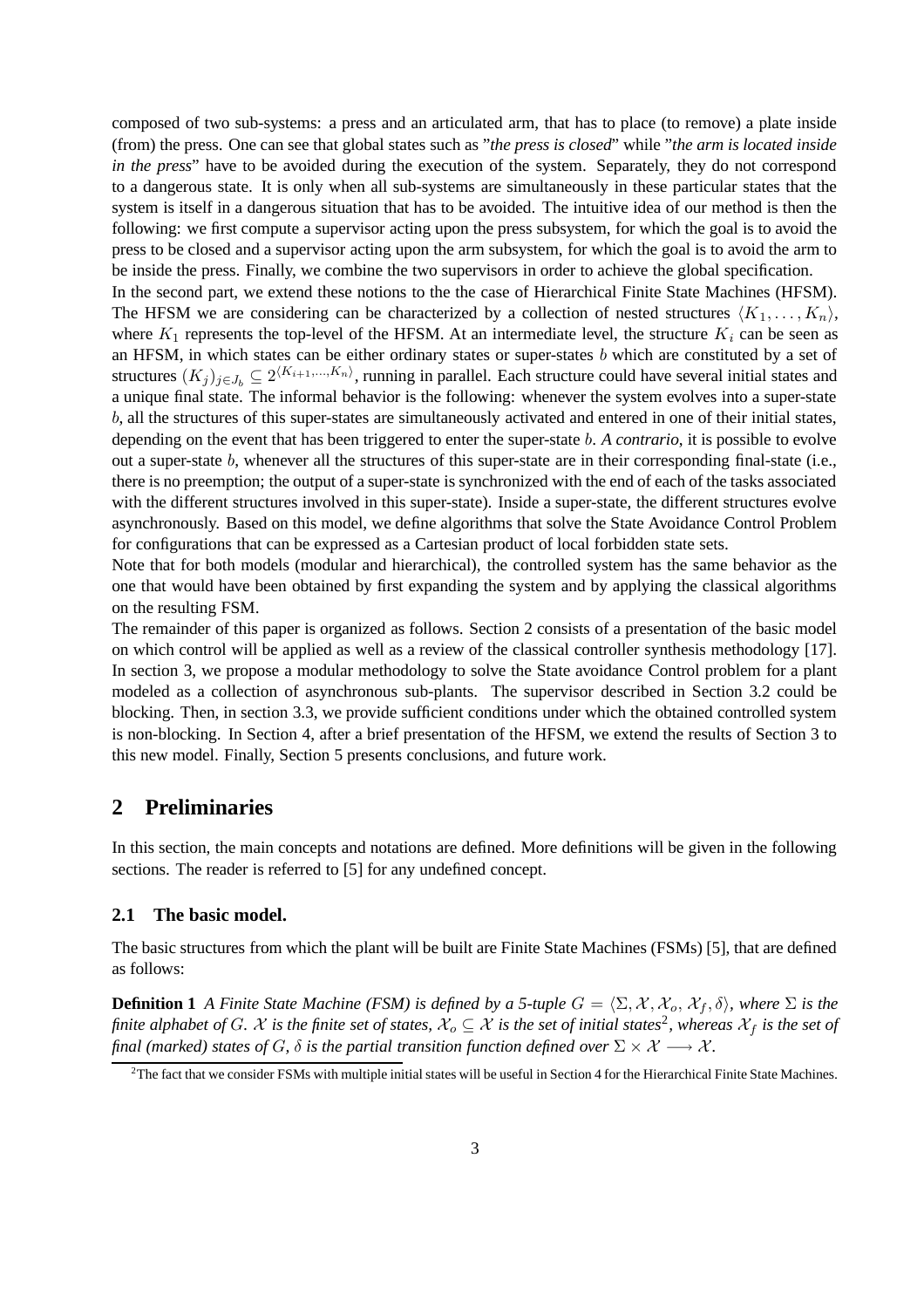composed of two sub-systems: a press and an articulated arm, that has to place (to remove) a plate inside (from) the press. One can see that global states such as "*the press is closed*" while "*the arm is located inside in the press*" have to be avoided during the execution of the system. Separately, they do not correspond to a dangerous state. It is only when all sub-systems are simultaneously in these particular states that the system is itself in a dangerous situation that has to be avoided. The intuitive idea of our method is then the following: we first compute a supervisor acting upon the press subsystem, for which the goal is to avoid the press to be closed and a supervisor acting upon the arm subsystem, for which the goal is to avoid the arm to be inside the press. Finally, we combine the two supervisors in order to achieve the global specification.

In the second part, we extend these notions to the the case of Hierarchical Finite State Machines (HFSM). The HFSM we are considering can be characterized by a collection of nested structures $\langle K_1, \ldots, K_n \rangle$, where $K_1$ represents the top-level of the HFSM. At an intermediate level, the structure $K_i$ can be seen as an HFSM, in which states can be either ordinary states or super-states $b$ which are constituted by a set of structures $(K_j)_{j \in J_b} \subseteq 2^{\langle K_{i+1}, \ldots, K_n \rangle}$, running in parallel. Each structure could have several initial states and a unique final state. The informal behavior is the following: whenever the system evolves into a super-state $b$, all the structures of this super-states are simultaneously activated and entered in one of their initial states, depending on the event that has been triggered to enter the super-state $b$. *A contrario*, it is possible to evolve out a super-state $b$, whenever all the structures of this super-state are in their corresponding final-state (i.e., there is no preemption; the output of a super-state is synchronized with the end of each of the tasks associated with the different structures involved in this super-state). Inside a super-state, the different structures evolve asynchronously. Based on this model, we define algorithms that solve the State Avoidance Control Problem for configurations that can be expressed as a Cartesian product of local forbidden state sets.

Note that for both models (modular and hierarchical), the controlled system has the same behavior as the one that would have been obtained by first expanding the system and by applying the classical algorithms on the resulting FSM.

The remainder of this paper is organized as follows. Section 2 consists of a presentation of the basic model on which control will be applied as well as a review of the classical controller synthesis methodology [17]. In section 3, we propose a modular methodology to solve the State avoidance Control problem for a plant modeled as a collection of asynchronous sub-plants. The supervisor described in Section 3.2 could be blocking. Then, in section 3.3, we provide sufficient conditions under which the obtained controlled system is non-blocking. In Section 4, after a brief presentation of the HFSM, we extend the results of Section 3 to this new model. Finally, Section 5 presents conclusions, and future work.

## 2 Preliminaries

In this section, the main concepts and notations are defined. More definitions will be given in the following sections. The reader is referred to [5] for any undefined concept.

### 2.1 The basic model.

The basic structures from which the plant will be built are Finite State Machines (FSMs) [5], that are defined as follows:

**Definition 1** *A Finite State Machine (FSM) is defined by a 5-tuple $G = \langle \Sigma, \mathcal{X}, \mathcal{X}_o, \mathcal{X}_f, \delta \rangle$, where $\Sigma$ is the finite alphabet of $G$. $\mathcal{X}$ is the finite set of states, $\mathcal{X}_o \subseteq \mathcal{X}$ is the set of initial states*[2]*, whereas $\mathcal{X}_f$ is the set of final (marked) states of $G$, $\delta$ is the partial transition function defined over $\Sigma \times \mathcal{X} \longrightarrow \mathcal{X}$.*

[2] The fact that we consider FSMs with multiple initial states will be useful in Section 4 for the Hierarchical Finite State Machines.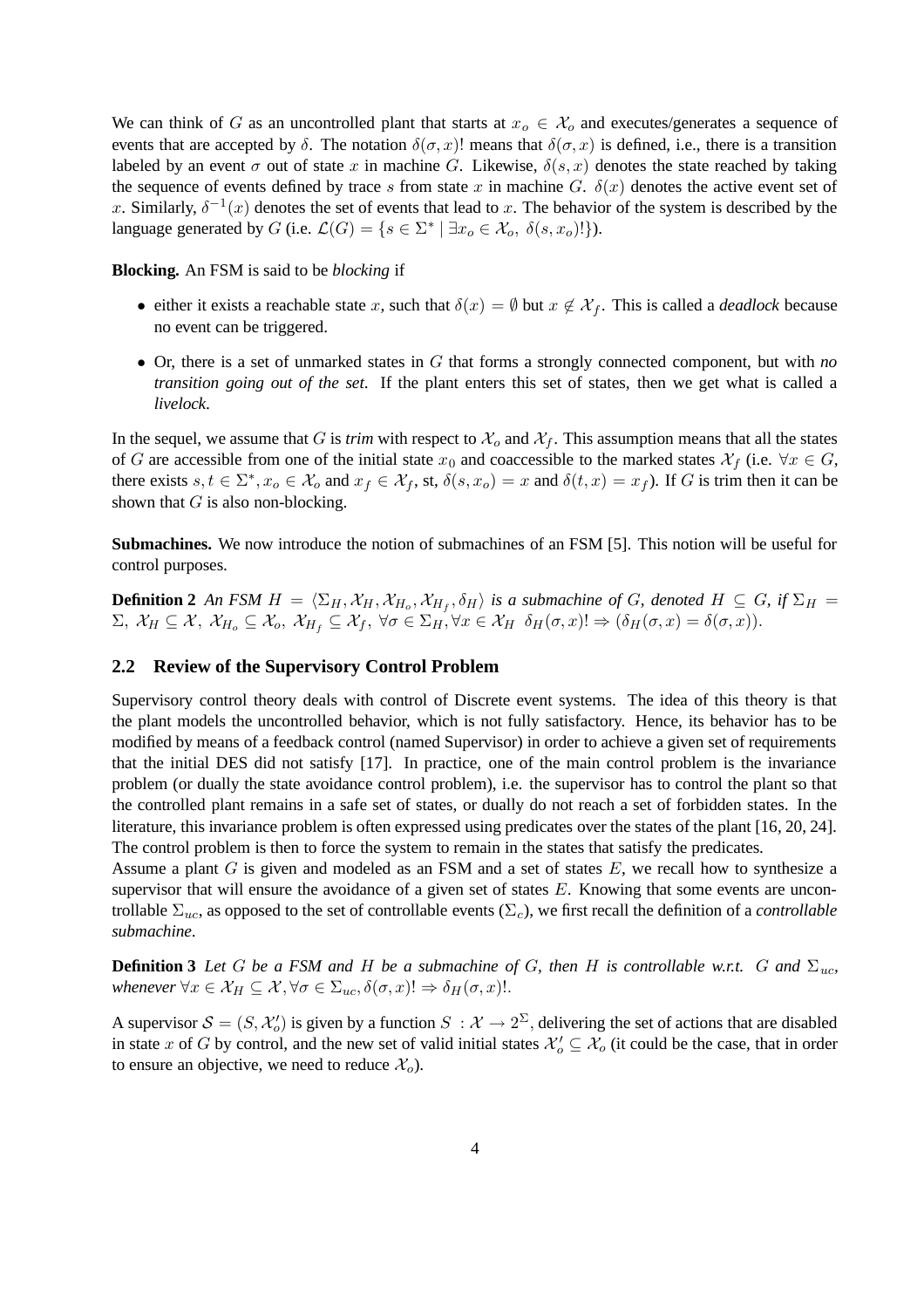We can think of $G$ as an uncontrolled plant that starts at $x_o \in \mathcal{X}_o$ and executes/generates a sequence of events that are accepted by $\delta$. The notation $\delta(\sigma, x)!$ means that $\delta(\sigma, x)$ is defined, i.e., there is a transition labeled by an event $\sigma$ out of state $x$ in machine $G$. Likewise, $\delta(s, x)$ denotes the state reached by taking the sequence of events defined by trace $s$ from state $x$ in machine $G$. $\delta(x)$ denotes the active event set of $x$. Similarly, $\delta^{-1}(x)$ denotes the set of events that lead to $x$. The behavior of the system is described by the language generated by $G$ (i.e. $\mathcal{L}(G) = \{s \in \Sigma^* \mid \exists x_o \in \mathcal{X}_o,\ \delta(s, x_o)!\}$).

**Blocking.** An FSM is said to be *blocking* if

- either it exists a reachable state $x$, such that $\delta(x) = \emptyset$ but $x \notin \mathcal{X}_f$. This is called a *deadlock* because no event can be triggered.
- Or, there is a set of unmarked states in $G$ that forms a strongly connected component, but with *no transition going out of the set*. If the plant enters this set of states, then we get what is called a *livelock*.

In the sequel, we assume that $G$ is *trim* with respect to $\mathcal{X}_o$ and $\mathcal{X}_f$. This assumption means that all the states of $G$ are accessible from one of the initial state $x_0$ and coaccessible to the marked states $\mathcal{X}_f$ (i.e. $\forall x \in G$, there exists $s, t \in \Sigma^*, x_o \in \mathcal{X}_o$ and $x_f \in \mathcal{X}_f$, st, $\delta(s, x_o) = x$ and $\delta(t, x) = x_f$). If $G$ is trim then it can be shown that $G$ is also non-blocking.

**Submachines.** We now introduce the notion of submachines of an FSM [5]. This notion will be useful for control purposes.

**Definition 2** *An FSM $H = \langle \Sigma_H, \mathcal{X}_H, \mathcal{X}_{H_o}, \mathcal{X}_{H_f}, \delta_H \rangle$ is a submachine of $G$, denoted $H \subseteq G$, if $\Sigma_H = \Sigma,\ \mathcal{X}_H \subseteq \mathcal{X},\ \mathcal{X}_{H_o} \subseteq \mathcal{X}_o,\ \mathcal{X}_{H_f} \subseteq \mathcal{X}_f,\ \forall \sigma \in \Sigma_H, \forall x \in \mathcal{X}_H\ \ \delta_H(\sigma, x)! \Rightarrow (\delta_H(\sigma, x) = \delta(\sigma, x))$.*

## 2.2 Review of the Supervisory Control Problem

Supervisory control theory deals with control of Discrete event systems. The idea of this theory is that the plant models the uncontrolled behavior, which is not fully satisfactory. Hence, its behavior has to be modified by means of a feedback control (named Supervisor) in order to achieve a given set of requirements that the initial DES did not satisfy [17]. In practice, one of the main control problem is the invariance problem (or dually the state avoidance control problem), i.e. the supervisor has to control the plant so that the controlled plant remains in a safe set of states, or dually do not reach a set of forbidden states. In the literature, this invariance problem is often expressed using predicates over the states of the plant [16, 20, 24]. The control problem is then to force the system to remain in the states that satisfy the predicates.

Assume a plant $G$ is given and modeled as an FSM and a set of states $E$, we recall how to synthesize a supervisor that will ensure the avoidance of a given set of states $E$. Knowing that some events are uncontrollable $\Sigma_{uc}$, as opposed to the set of controllable events ($\Sigma_c$), we first recall the definition of a *controllable submachine*.

**Definition 3** *Let $G$ be a FSM and $H$ be a submachine of $G$, then $H$ is controllable w.r.t. $G$ and $\Sigma_{uc}$, whenever $\forall x \in \mathcal{X}_H \subseteq \mathcal{X}, \forall \sigma \in \Sigma_{uc}, \delta(\sigma, x)! \Rightarrow \delta_H(\sigma, x)!$.*

A supervisor $\mathcal{S} = (S, \mathcal{X}'_o)$ is given by a function $S : \mathcal{X} \to 2^{\Sigma}$, delivering the set of actions that are disabled in state $x$ of $G$ by control, and the new set of valid initial states $\mathcal{X}'_o \subseteq \mathcal{X}_o$ (it could be the case, that in order to ensure an objective, we need to reduce $\mathcal{X}_o$).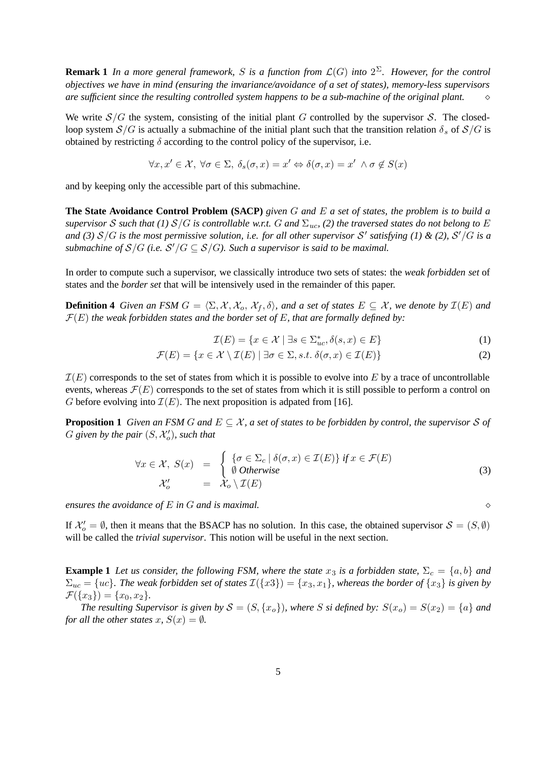**Remark 1** *In a more general framework, $S$ is a function from $\mathcal{L}(G)$ into $2^{\Sigma}$. However, for the control objectives we have in mind (ensuring the invariance/avoidance of a set of states), memory-less supervisors are sufficient since the resulting controlled system happens to be a sub-machine of the original plant.* $\diamond$

We write $\mathcal{S}/G$ the system, consisting of the initial plant $G$ controlled by the supervisor $\mathcal{S}$. The closed-loop system $\mathcal{S}/G$ is actually a submachine of the initial plant such that the transition relation $\delta_s$ of $\mathcal{S}/G$ is obtained by restricting $\delta$ according to the control policy of the supervisor, i.e.

$$\forall x, x' \in \mathcal{X},\ \forall \sigma \in \Sigma,\ \delta_s(\sigma, x) = x' \Leftrightarrow \delta(\sigma, x) = x' \ \wedge \sigma \notin S(x)$$

and by keeping only the accessible part of this submachine.

**The State Avoidance Control Problem (SACP)** *given $G$ and $E$ a set of states, the problem is to build a supervisor $\mathcal{S}$ such that (1) $\mathcal{S}/G$ is controllable w.r.t. $G$ and $\Sigma_{uc}$, (2) the traversed states do not belong to $E$ and (3) $\mathcal{S}/G$ is the most permissive solution, i.e. for all other supervisor $\mathcal{S}'$ satisfying (1) & (2), $\mathcal{S}'/G$ is a submachine of $\mathcal{S}/G$ (i.e. $\mathcal{S}'/G \subseteq \mathcal{S}/G$). Such a supervisor is said to be maximal.*

In order to compute such a supervisor, we classically introduce two sets of states: the *weak forbidden set* of states and the *border set* that will be intensively used in the remainder of this paper.

**Definition 4** *Given an FSM $G = \langle \Sigma, \mathcal{X}, \mathcal{X}_o, \mathcal{X}_f, \delta \rangle$, and a set of states $E \subseteq \mathcal{X}$, we denote by $\mathcal{I}(E)$ and $\mathcal{F}(E)$ the weak forbidden states and the border set of $E$, that are formally defined by:*

$$\mathcal{I}(E) = \{x \in \mathcal{X} \mid \exists s \in \Sigma_{uc}^*, \delta(s, x) \in E\} \tag{1}$$

$$\mathcal{F}(E) = \{x \in \mathcal{X} \setminus \mathcal{I}(E) \mid \exists \sigma \in \Sigma, s.t.\ \delta(\sigma, x) \in \mathcal{I}(E)\} \tag{2}$$

$\mathcal{I}(E)$ corresponds to the set of states from which it is possible to evolve into $E$ by a trace of uncontrollable events, whereas $\mathcal{F}(E)$ corresponds to the set of states from which it is still possible to perform a control on $G$ before evolving into $\mathcal{I}(E)$. The next proposition is adpated from [16].

**Proposition 1** *Given an FSM $G$ and $E \subseteq \mathcal{X}$, a set of states to be forbidden by control, the supervisor $\mathcal{S}$ of $G$ given by the pair $(S, \mathcal{X}_o')$, such that*

$$\begin{array}{lcl} \forall x \in \mathcal{X},\ S(x) & = & \left\{ \begin{array}{l} \{\sigma \in \Sigma_c \mid \delta(\sigma, x) \in \mathcal{I}(E)\} \text{ if } x \in \mathcal{F}(E) \\ \emptyset \text{ Otherwise} \end{array} \right. \\ \mathcal{X}_o' & = & \mathcal{X}_o \setminus \mathcal{I}(E) \end{array} \tag{3}$$

*ensures the avoidance of $E$ in $G$ and is maximal.* $\diamond$

If $\mathcal{X}_o' = \emptyset$, then it means that the BSACP has no solution. In this case, the obtained supervisor $\mathcal{S} = (S, \emptyset)$ will be called the *trivial supervisor*. This notion will be useful in the next section.

**Example 1** *Let us consider, the following FSM, where the state $x_3$ is a forbidden state, $\Sigma_c = \{a, b\}$ and $\Sigma_{uc} = \{uc\}$. The weak forbidden set of states $\mathcal{I}(\{x3\}) = \{x_3, x_1\}$, whereas the border of $\{x_3\}$ is given by $\mathcal{F}(\{x_3\}) = \{x_0, x_2\}$.*

*The resulting Supervisor is given by $\mathcal{S} = (S, \{x_o\})$, where $S$ si defined by: $S(x_o) = S(x_2) = \{a\}$ and for all the other states $x$, $S(x) = \emptyset$.*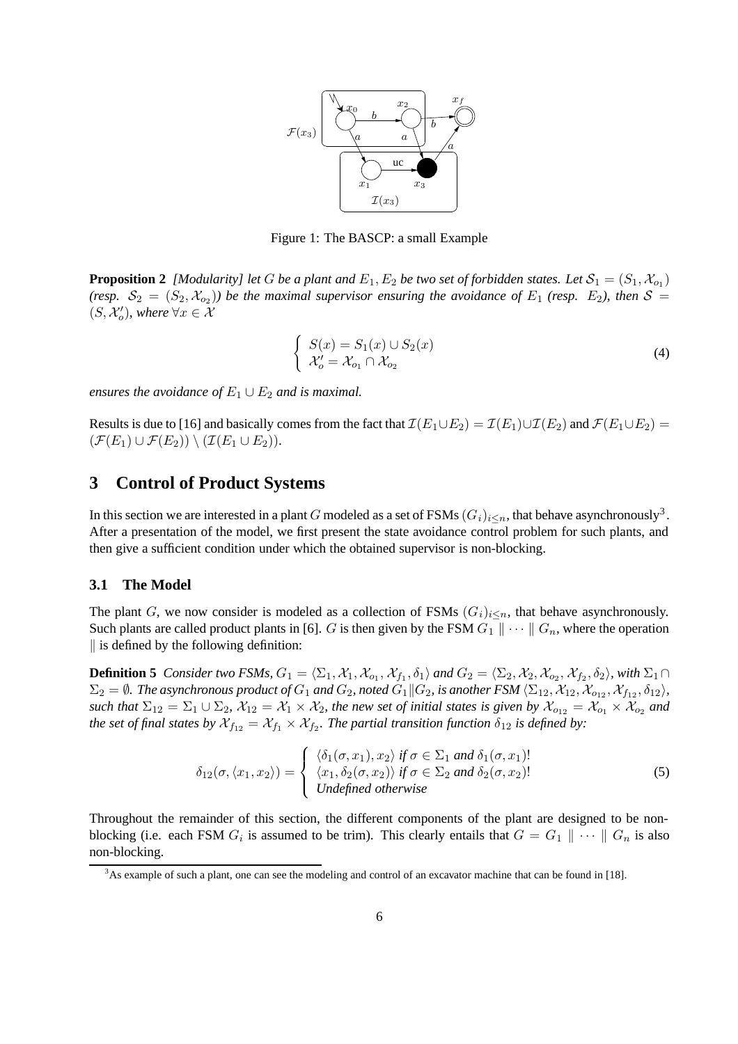Figure 1: The BASCP: a small Example

**Proposition 2** *[Modularity] let $G$ be a plant and $E_1, E_2$ be two set of forbidden states. Let $\mathcal{S}_1 = (S_1, \mathcal{X}_{o_1})$ (resp. $\mathcal{S}_2 = (S_2, \mathcal{X}_{o_2})$) be the maximal supervisor ensuring the avoidance of $E_1$ (resp. $E_2$), then $\mathcal{S} = (S, \mathcal{X}'_o)$, where $\forall x \in \mathcal{X}$*

$$\begin{cases} S(x) = S_1(x) \cup S_2(x) \\ \mathcal{X}'_o = \mathcal{X}_{o_1} \cap \mathcal{X}_{o_2} \end{cases} \tag{4}$$

*ensures the avoidance of $E_1 \cup E_2$ and is maximal.*

Results is due to [16] and basically comes from the fact that $\mathcal{I}(E_1 \cup E_2) = \mathcal{I}(E_1) \cup \mathcal{I}(E_2)$ and $\mathcal{F}(E_1 \cup E_2) = (\mathcal{F}(E_1) \cup \mathcal{F}(E_2)) \setminus (\mathcal{I}(E_1 \cup E_2))$.

## 3 Control of Product Systems

In this section we are interested in a plant $G$ modeled as a set of FSMs $(G_i)_{i \leq n}$, that behave asynchronously[3]. After a presentation of the model, we first present the state avoidance control problem for such plants, and then give a sufficient condition under which the obtained supervisor is non-blocking.

### 3.1 The Model

The plant $G$, we now consider is modeled as a collection of FSMs $(G_i)_{i \leq n}$, that behave asynchronously. Such plants are called product plants in [6]. $G$ is then given by the FSM $G_1 \parallel \cdots \parallel G_n$, where the operation $\parallel$ is defined by the following definition:

**Definition 5** *Consider two FSMs, $G_1 = \langle \Sigma_1, \mathcal{X}_1, \mathcal{X}_{o_1}, \mathcal{X}_{f_1}, \delta_1 \rangle$ and $G_2 = \langle \Sigma_2, \mathcal{X}_2, \mathcal{X}_{o_2}, \mathcal{X}_{f_2}, \delta_2 \rangle$, with $\Sigma_1 \cap \Sigma_2 = \emptyset$. The asynchronous product of $G_1$ and $G_2$, noted $G_1 \| G_2$, is another FSM $\langle \Sigma_{12}, \mathcal{X}_{12}, \mathcal{X}_{o_{12}}, \mathcal{X}_{f_{12}}, \delta_{12} \rangle$, such that $\Sigma_{12} = \Sigma_1 \cup \Sigma_2$, $\mathcal{X}_{12} = \mathcal{X}_1 \times \mathcal{X}_2$, the new set of initial states is given by $\mathcal{X}_{o_{12}} = \mathcal{X}_{o_1} \times \mathcal{X}_{o_2}$ and the set of final states by $\mathcal{X}_{f_{12}} = \mathcal{X}_{f_1} \times \mathcal{X}_{f_2}$. The partial transition function $\delta_{12}$ is defined by:*

$$\delta_{12}(\sigma, \langle x_1, x_2 \rangle) = \begin{cases} \langle \delta_1(\sigma, x_1), x_2 \rangle \text{ if } \sigma \in \Sigma_1 \text{ and } \delta_1(\sigma, x_1)! \\ \langle x_1, \delta_2(\sigma, x_2) \rangle \text{ if } \sigma \in \Sigma_2 \text{ and } \delta_2(\sigma, x_2)! \\ \text{Undefined otherwise} \end{cases} \tag{5}$$

Throughout the remainder of this section, the different components of the plant are designed to be non-blocking (i.e. each FSM $G_i$ is assumed to be trim). This clearly entails that $G = G_1 \parallel \cdots \parallel G_n$ is also non-blocking.

[3] As example of such a plant, one can see the modeling and control of an excavator machine that can be found in [18].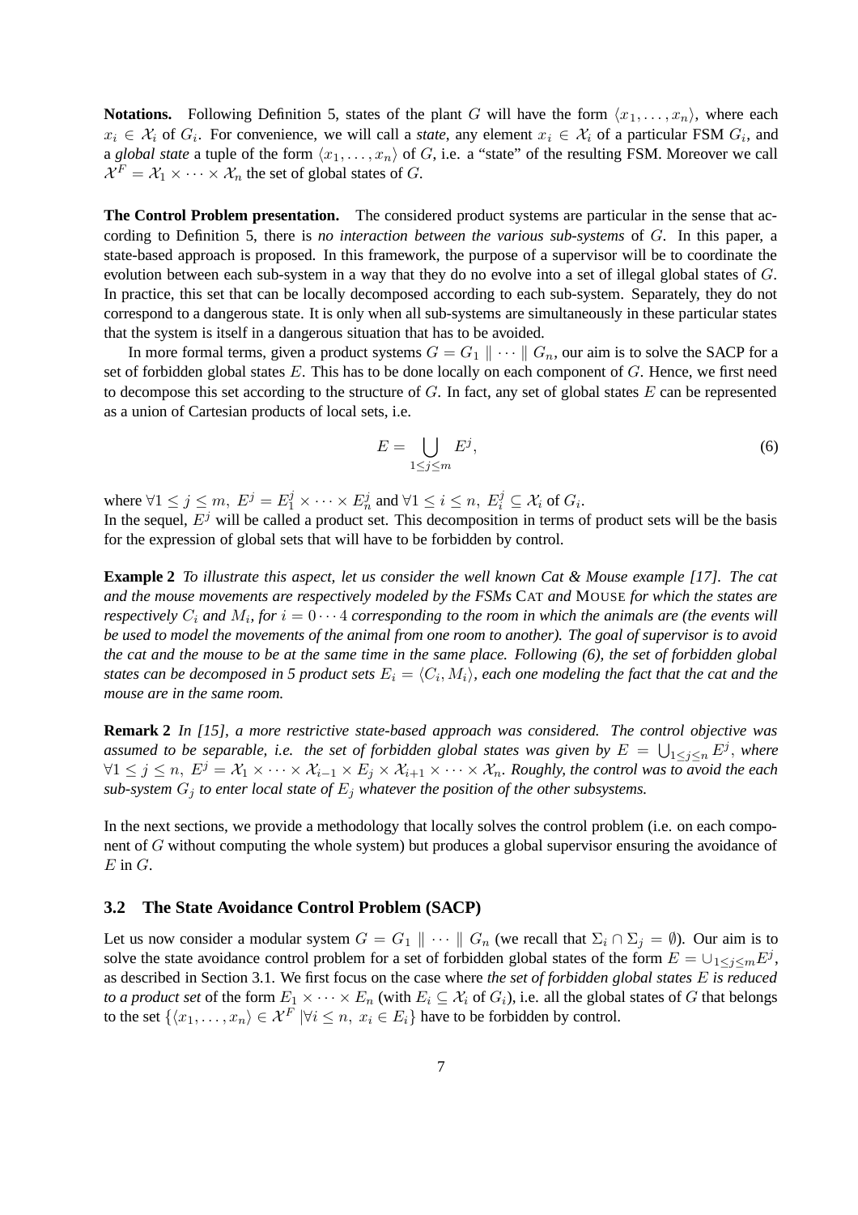**Notations.** Following Definition 5, states of the plant $G$ will have the form $\langle x_1, \ldots, x_n \rangle$, where each $x_i \in \mathcal{X}_i$ of $G_i$. For convenience, we will call a *state*, any element $x_i \in \mathcal{X}_i$ of a particular FSM $G_i$, and a *global state* a tuple of the form $\langle x_1, \ldots, x_n \rangle$ of $G$, i.e. a "state" of the resulting FSM. Moreover we call $\mathcal{X}^F = \mathcal{X}_1 \times \cdots \times \mathcal{X}_n$ the set of global states of $G$.

**The Control Problem presentation.** The considered product systems are particular in the sense that according to Definition 5, there is *no interaction between the various sub-systems* of $G$. In this paper, a state-based approach is proposed. In this framework, the purpose of a supervisor will be to coordinate the evolution between each sub-system in a way that they do no evolve into a set of illegal global states of $G$. In practice, this set that can be locally decomposed according to each sub-system. Separately, they do not correspond to a dangerous state. It is only when all sub-systems are simultaneously in these particular states that the system is itself in a dangerous situation that has to be avoided.

In more formal terms, given a product systems $G = G_1 \parallel \cdots \parallel G_n$, our aim is to solve the SACP for a set of forbidden global states $E$. This has to be done locally on each component of $G$. Hence, we first need to decompose this set according to the structure of $G$. In fact, any set of global states $E$ can be represented as a union of Cartesian products of local sets, i.e.

$$E = \bigcup_{1 \le j \le m} E^j, \tag{6}$$

where $\forall 1 \le j \le m,\ E^j = E_1^j \times \cdots \times E_n^j$ and $\forall 1 \le i \le n,\ E_i^j \subseteq \mathcal{X}_i$ of $G_i$.
In the sequel, $E^j$ will be called a product set. This decomposition in terms of product sets will be the basis for the expression of global sets that will have to be forbidden by control.

**Example 2** *To illustrate this aspect, let us consider the well known Cat & Mouse example [17]. The cat and the mouse movements are respectively modeled by the FSMs* CAT *and* MOUSE *for which the states are respectively $C_i$ and $M_i$, for $i = 0 \cdots 4$ corresponding to the room in which the animals are (the events will be used to model the movements of the animal from one room to another). The goal of supervisor is to avoid the cat and the mouse to be at the same time in the same place. Following (6), the set of forbidden global states can be decomposed in 5 product sets $E_i = \langle C_i, M_i \rangle$, each one modeling the fact that the cat and the mouse are in the same room.*

**Remark 2** *In [15], a more restrictive state-based approach was considered. The control objective was assumed to be separable, i.e. the set of forbidden global states was given by $E = \bigcup_{1 \le j \le n} E^j$, where $\forall 1 \le j \le n,\ E^j = \mathcal{X}_1 \times \cdots \times \mathcal{X}_{i-1} \times E_j \times \mathcal{X}_{i+1} \times \cdots \times \mathcal{X}_n$. Roughly, the control was to avoid the each sub-system $G_j$ to enter local state of $E_j$ whatever the position of the other subsystems.*

In the next sections, we provide a methodology that locally solves the control problem (i.e. on each component of $G$ without computing the whole system) but produces a global supervisor ensuring the avoidance of $E$ in $G$.

### 3.2 The State Avoidance Control Problem (SACP)

Let us now consider a modular system $G = G_1 \parallel \cdots \parallel G_n$ (we recall that $\Sigma_i \cap \Sigma_j = \emptyset$). Our aim is to solve the state avoidance control problem for a set of forbidden global states of the form $E = \cup_{1 \le j \le m} E^j$, as described in Section 3.1. We first focus on the case where *the set of forbidden global states $E$ is reduced to a product set* of the form $E_1 \times \cdots \times E_n$ (with $E_i \subseteq \mathcal{X}_i$ of $G_i$), i.e. all the global states of $G$ that belongs to the set $\{\langle x_1, \ldots, x_n \rangle \in \mathcal{X}^F \mid \forall i \le n,\ x_i \in E_i\}$ have to be forbidden by control.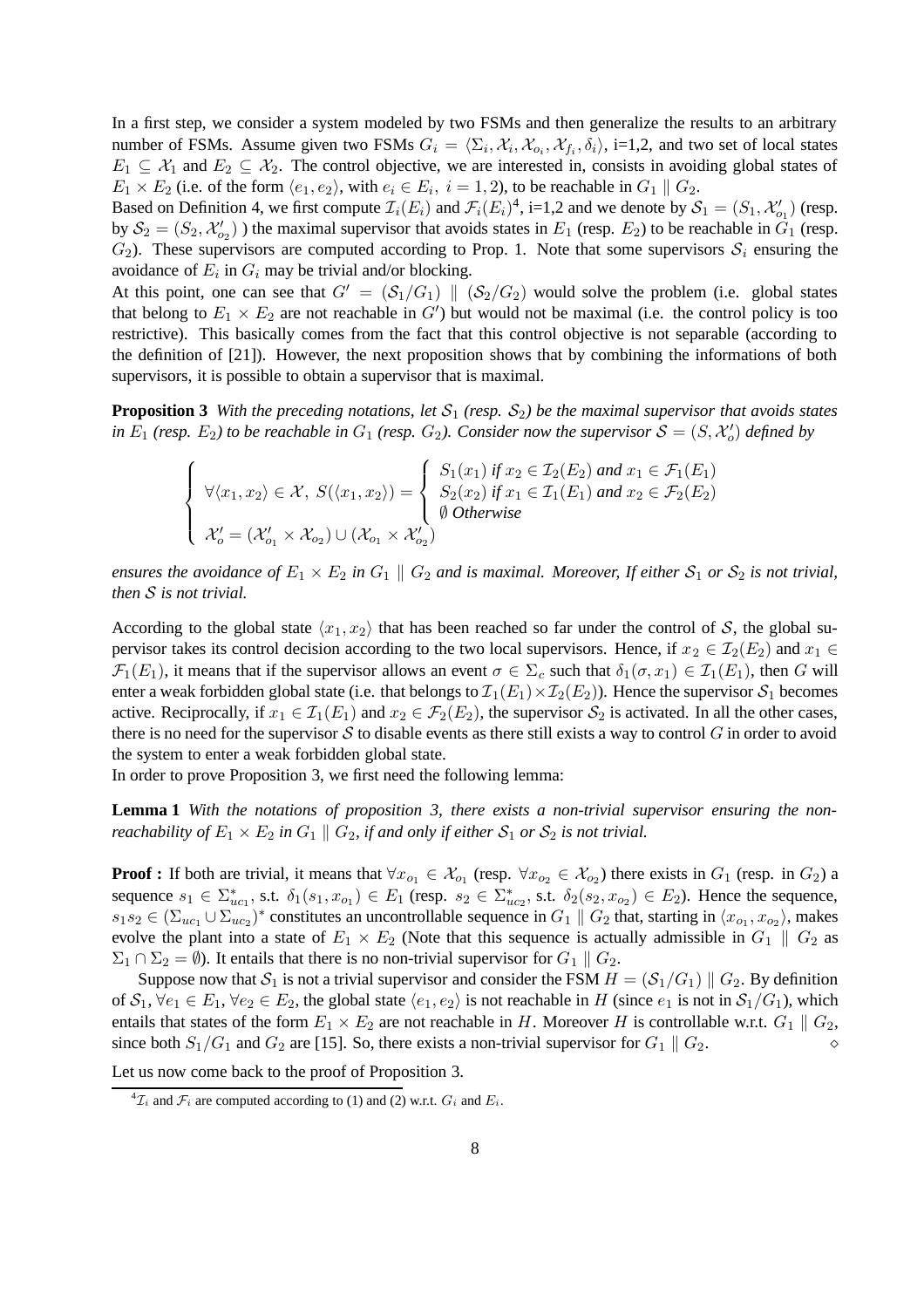In a first step, we consider a system modeled by two FSMs and then generalize the results to an arbitrary number of FSMs. Assume given two FSMs $G_i = \langle \Sigma_i, \mathcal{X}_i, \mathcal{X}_{o_i}, \mathcal{X}_{f_i}, \delta_i \rangle$, i=1,2, and two set of local states $E_1 \subseteq \mathcal{X}_1$ and $E_2 \subseteq \mathcal{X}_2$. The control objective, we are interested in, consists in avoiding global states of $E_1 \times E_2$ (i.e. of the form $\langle e_1, e_2 \rangle$, with $e_i \in E_i,\ i = 1, 2$), to be reachable in $G_1 \parallel G_2$.

Based on Definition 4, we first compute $\mathcal{I}_i(E_i)$ and $\mathcal{F}_i(E_i)$[4], i=1,2 and we denote by $\mathcal{S}_1 = (S_1, \mathcal{X}'_{o_1})$ (resp. by $\mathcal{S}_2 = (S_2, \mathcal{X}'_{o_2})$ ) the maximal supervisor that avoids states in $E_1$ (resp. $E_2$) to be reachable in $G_1$ (resp. $G_2$). These supervisors are computed according to Prop. 1. Note that some supervisors $\mathcal{S}_i$ ensuring the avoidance of $E_i$ in $G_i$ may be trivial and/or blocking.

At this point, one can see that $G' = (\mathcal{S}_1/G_1) \parallel (\mathcal{S}_2/G_2)$ would solve the problem (i.e. global states that belong to $E_1 \times E_2$ are not reachable in $G'$) but would not be maximal (i.e. the control policy is too restrictive). This basically comes from the fact that this control objective is not separable (according to the definition of [21]). However, the next proposition shows that by combining the informations of both supervisors, it is possible to obtain a supervisor that is maximal.

**Proposition 3** *With the preceding notations, let $\mathcal{S}_1$ (resp. $\mathcal{S}_2$) be the maximal supervisor that avoids states in $E_1$ (resp. $E_2$) to be reachable in $G_1$ (resp. $G_2$). Consider now the supervisor $\mathcal{S} = (S, \mathcal{X}'_o)$ defined by*

$$\begin{cases} \forall \langle x_1, x_2 \rangle \in \mathcal{X},\ S(\langle x_1, x_2 \rangle) = \begin{cases} S_1(x_1) \text{ if } x_2 \in \mathcal{I}_2(E_2) \text{ and } x_1 \in \mathcal{F}_1(E_1) \\ S_2(x_2) \text{ if } x_1 \in \mathcal{I}_1(E_1) \text{ and } x_2 \in \mathcal{F}_2(E_2) \\ \emptyset \text{ Otherwise} \end{cases} \\ \mathcal{X}'_o = (\mathcal{X}'_{o_1} \times \mathcal{X}_{o_2}) \cup (\mathcal{X}_{o_1} \times \mathcal{X}'_{o_2}) \end{cases}$$

*ensures the avoidance of $E_1 \times E_2$ in $G_1 \parallel G_2$ and is maximal. Moreover, If either $\mathcal{S}_1$ or $\mathcal{S}_2$ is not trivial, then $\mathcal{S}$ is not trivial.*

According to the global state $\langle x_1, x_2 \rangle$ that has been reached so far under the control of $\mathcal{S}$, the global supervisor takes its control decision according to the two local supervisors. Hence, if $x_2 \in \mathcal{I}_2(E_2)$ and $x_1 \in \mathcal{F}_1(E_1)$, it means that if the supervisor allows an event $\sigma \in \Sigma_c$ such that $\delta_1(\sigma, x_1) \in \mathcal{I}_1(E_1)$, then $G$ will enter a weak forbidden global state (i.e. that belongs to $\mathcal{I}_1(E_1) \times \mathcal{I}_2(E_2)$). Hence the supervisor $\mathcal{S}_1$ becomes active. Reciprocally, if $x_1 \in \mathcal{I}_1(E_1)$ and $x_2 \in \mathcal{F}_2(E_2)$, the supervisor $\mathcal{S}_2$ is activated. In all the other cases, there is no need for the supervisor $\mathcal{S}$ to disable events as there still exists a way to control $G$ in order to avoid the system to enter a weak forbidden global state.

In order to prove Proposition 3, we first need the following lemma:

**Lemma 1** *With the notations of proposition 3, there exists a non-trivial supervisor ensuring the non-reachability of $E_1 \times E_2$ in $G_1 \parallel G_2$, if and only if either $\mathcal{S}_1$ or $\mathcal{S}_2$ is not trivial.*

**Proof :** If both are trivial, it means that $\forall x_{o_1} \in \mathcal{X}_{o_1}$ (resp. $\forall x_{o_2} \in \mathcal{X}_{o_2}$) there exists in $G_1$ (resp. in $G_2$) a sequence $s_1 \in \Sigma^*_{uc1}$, s.t. $\delta_1(s_1, x_{o_1}) \in E_1$ (resp. $s_2 \in \Sigma^*_{uc2}$, s.t. $\delta_2(s_2, x_{o_2}) \in E_2$). Hence the sequence, $s_1 s_2 \in (\Sigma_{uc_1} \cup \Sigma_{uc_2})^*$ constitutes an uncontrollable sequence in $G_1 \parallel G_2$ that, starting in $\langle x_{o_1}, x_{o_2} \rangle$, makes evolve the plant into a state of $E_1 \times E_2$ (Note that this sequence is actually admissible in $G_1 \parallel G_2$ as $\Sigma_1 \cap \Sigma_2 = \emptyset$). It entails that there is no non-trivial supervisor for $G_1 \parallel G_2$.

Suppose now that $\mathcal{S}_1$ is not a trivial supervisor and consider the FSM $H = (\mathcal{S}_1/G_1) \parallel G_2$. By definition of $\mathcal{S}_1$, $\forall e_1 \in E_1$, $\forall e_2 \in E_2$, the global state $\langle e_1, e_2 \rangle$ is not reachable in $H$ (since $e_1$ is not in $\mathcal{S}_1/G_1$), which entails that states of the form $E_1 \times E_2$ are not reachable in $H$. Moreover $H$ is controllable w.r.t. $G_1 \parallel G_2$, since both $S_1/G_1$ and $G_2$ are [15]. So, there exists a non-trivial supervisor for $G_1 \parallel G_2$. $\diamond$

Let us now come back to the proof of Proposition 3.

[4] $\mathcal{I}_i$ and $\mathcal{F}_i$ are computed according to (1) and (2) w.r.t. $G_i$ and $E_i$.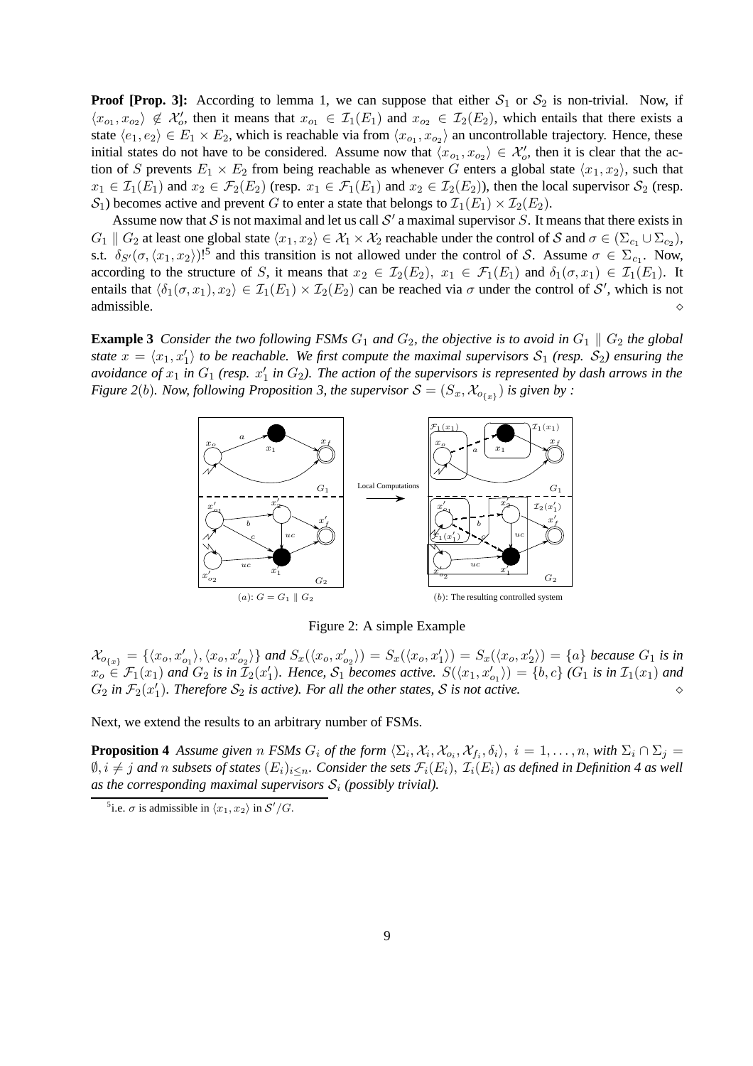**Proof [Prop. 3]:** According to lemma 1, we can suppose that either $\mathcal{S}_1$ or $\mathcal{S}_2$ is non-trivial. Now, if $\langle x_{o_1}, x_{o_2}\rangle \notin \mathcal{X}'_o$, then it means that $x_{o_1} \in \mathcal{I}_1(E_1)$ and $x_{o_2} \in \mathcal{I}_2(E_2)$, which entails that there exists a state $\langle e_1, e_2\rangle \in E_1 \times E_2$, which is reachable via from $\langle x_{o_1}, x_{o_2}\rangle$ an uncontrollable trajectory. Hence, these initial states do not have to be considered. Assume now that $\langle x_{o_1}, x_{o_2}\rangle \in \mathcal{X}'_o$, then it is clear that the action of $S$ prevents $E_1 \times E_2$ from being reachable as whenever $G$ enters a global state $\langle x_1, x_2\rangle$, such that $x_1 \in \mathcal{I}_1(E_1)$ and $x_2 \in \mathcal{F}_2(E_2)$ (resp. $x_1 \in \mathcal{F}_1(E_1)$ and $x_2 \in \mathcal{I}_2(E_2)$), then the local supervisor $\mathcal{S}_2$ (resp. $\mathcal{S}_1$) becomes active and prevent $G$ to enter a state that belongs to $\mathcal{I}_1(E_1) \times \mathcal{I}_2(E_2)$.

Assume now that $\mathcal{S}$ is not maximal and let us call $\mathcal{S}'$ a maximal supervisor $S$. It means that there exists in $G_1 \parallel G_2$ at least one global state $\langle x_1, x_2\rangle \in \mathcal{X}_1 \times \mathcal{X}_2$ reachable under the control of $\mathcal{S}$ and $\sigma \in (\Sigma_{c_1} \cup \Sigma_{c_2})$, s.t. $\delta_{S'}(\sigma, \langle x_1, x_2\rangle)!$[5] and this transition is not allowed under the control of $\mathcal{S}$. Assume $\sigma \in \Sigma_{c_1}$. Now, according to the structure of $S$, it means that $x_2 \in \mathcal{I}_2(E_2),\ x_1 \in \mathcal{F}_1(E_1)$ and $\delta_1(\sigma, x_1) \in \mathcal{I}_1(E_1)$. It entails that $\langle \delta_1(\sigma, x_1), x_2\rangle \in \mathcal{I}_1(E_1) \times \mathcal{I}_2(E_2)$ can be reached via $\sigma$ under the control of $\mathcal{S}'$, which is not admissible. $\diamond$

**Example 3** *Consider the two following FSMs $G_1$ and $G_2$, the objective is to avoid in $G_1 \parallel G_2$ the global state $x = \langle x_1, x'_1\rangle$ to be reachable. We first compute the maximal supervisors $\mathcal{S}_1$ (resp. $\mathcal{S}_2$) ensuring the avoidance of $x_1$ in $G_1$ (resp. $x'_1$ in $G_2$). The action of the supervisors is represented by dash arrows in the Figure 2(b). Now, following Proposition 3, the supervisor $\mathcal{S} = (S_x, \mathcal{X}_{o_{\{x\}}})$ is given by :*

(a): $G = G_1 \parallel G_2$ (b): The resulting controlled system

Figure 2: A simple Example

$\mathcal{X}_{o_{\{x\}}} = \{\langle x_o, x'_{o_1}\rangle, \langle x_o, x'_{o_2}\rangle\}$ *and* $S_x(\langle x_o, x'_{o_2}\rangle) = S_x(\langle x_o, x'_1\rangle) = S_x(\langle x_o, x'_2\rangle) = \{a\}$ *because $G_1$ is in $x_o \in \mathcal{F}_1(x_1)$ and $G_2$ is in $\mathcal{I}_2(x'_1)$. Hence, $\mathcal{S}_1$ becomes active. $S(\langle x_1, x'_{o_1}\rangle) = \{b, c\}$ ($G_1$ is in $\mathcal{I}_1(x_1)$ and $G_2$ in $\mathcal{F}_2(x'_1)$. Therefore $\mathcal{S}_2$ is active). For all the other states, $\mathcal{S}$ is not active.* $\diamond$

Next, we extend the results to an arbitrary number of FSMs.

**Proposition 4** *Assume given $n$ FSMs $G_i$ of the form $\langle \Sigma_i, \mathcal{X}_i, \mathcal{X}_{o_i}, \mathcal{X}_{f_i}, \delta_i\rangle,\ i = 1, \ldots, n$, with $\Sigma_i \cap \Sigma_j = \emptyset, i \neq j$ and $n$ subsets of states $(E_i)_{i \leq n}$. Consider the sets $\mathcal{F}_i(E_i),\ \mathcal{I}_i(E_i)$ as defined in Definition 4 as well as the corresponding maximal supervisors $\mathcal{S}_i$ (possibly trivial).*

[5] i.e. $\sigma$ is admissible in $\langle x_1, x_2\rangle$ in $\mathcal{S}'/G$.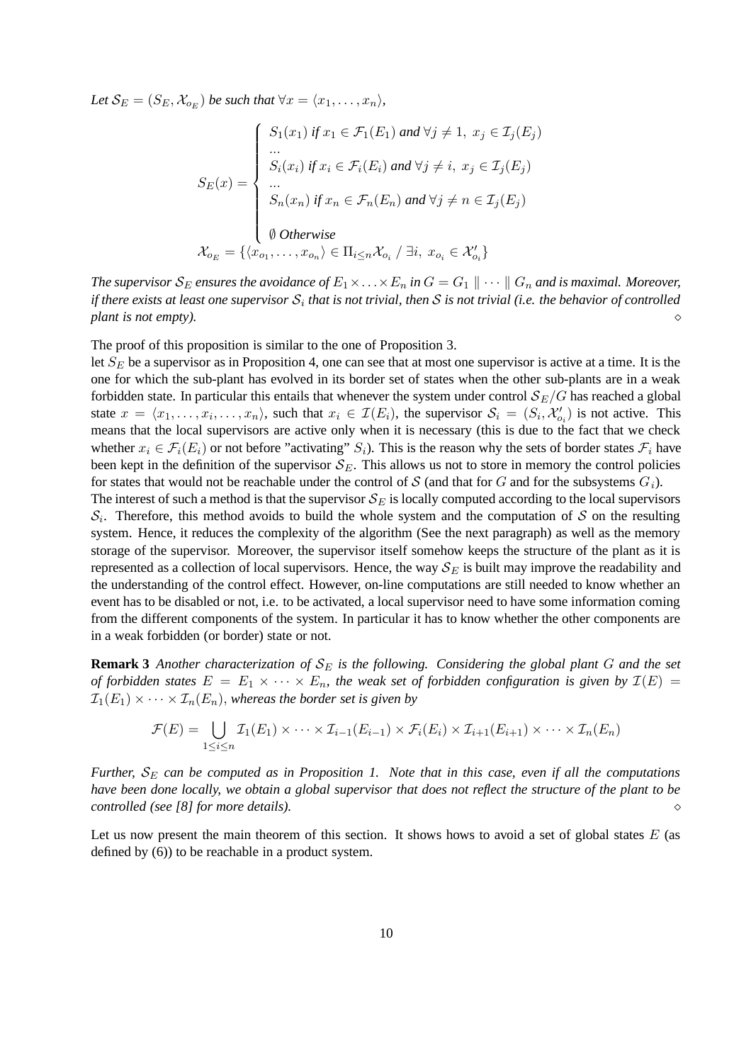*Let $\mathcal{S}_E = (S_E, \mathcal{X}_{o_E})$ be such that $\forall x = \langle x_1, \ldots, x_n \rangle$,*

$$S_E(x) = \begin{cases} S_1(x_1) \text{ if } x_1 \in \mathcal{F}_1(E_1) \text{ and } \forall j \neq 1,\ x_j \in \mathcal{I}_j(E_j) \\ \ldots \\ S_i(x_i) \text{ if } x_i \in \mathcal{F}_i(E_i) \text{ and } \forall j \neq i,\ x_j \in \mathcal{I}_j(E_j) \\ \ldots \\ S_n(x_n) \text{ if } x_n \in \mathcal{F}_n(E_n) \text{ and } \forall j \neq n \in \mathcal{I}_j(E_j) \\ \\ \emptyset \text{ Otherwise} \end{cases}$$

$$\mathcal{X}_{o_E} = \{\langle x_{o_1}, \ldots, x_{o_n} \rangle \in \Pi_{i \leq n} \mathcal{X}_{o_i} \ / \ \exists i,\ x_{o_i} \in \mathcal{X}'_{o_i}\}$$

*The supervisor $\mathcal{S}_E$ ensures the avoidance of $E_1 \times \ldots \times E_n$ in $G = G_1 \parallel \cdots \parallel G_n$ and is maximal. Moreover, if there exists at least one supervisor $\mathcal{S}_i$ that is not trivial, then $\mathcal{S}$ is not trivial (i.e. the behavior of controlled plant is not empty).* ⋄

The proof of this proposition is similar to the one of Proposition 3.

let $S_E$ be a supervisor as in Proposition 4, one can see that at most one supervisor is active at a time. It is the one for which the sub-plant has evolved in its border set of states when the other sub-plants are in a weak forbidden state. In particular this entails that whenever the system under control $\mathcal{S}_E/G$ has reached a global state $x = \langle x_1, \ldots, x_i, \ldots, x_n \rangle$, such that $x_i \in \mathcal{I}(E_i)$, the supervisor $\mathcal{S}_i = (S_i, \mathcal{X}'_{o_i})$ is not active. This means that the local supervisors are active only when it is necessary (this is due to the fact that we check whether $x_i \in \mathcal{F}_i(E_i)$ or not before "activating" $S_i$). This is the reason why the sets of border states $\mathcal{F}_i$ have been kept in the definition of the supervisor $\mathcal{S}_E$. This allows us not to store in memory the control policies for states that would not be reachable under the control of $\mathcal{S}$ (and that for $G$ and for the subsystems $G_i$).

The interest of such a method is that the supervisor $\mathcal{S}_E$ is locally computed according to the local supervisors $\mathcal{S}_i$. Therefore, this method avoids to build the whole system and the computation of $\mathcal{S}$ on the resulting system. Hence, it reduces the complexity of the algorithm (See the next paragraph) as well as the memory storage of the supervisor. Moreover, the supervisor itself somehow keeps the structure of the plant as it is represented as a collection of local supervisors. Hence, the way $\mathcal{S}_E$ is built may improve the readability and the understanding of the control effect. However, on-line computations are still needed to know whether an event has to be disabled or not, i.e. to be activated, a local supervisor need to have some information coming from the different components of the system. In particular it has to know whether the other components are in a weak forbidden (or border) state or not.

**Remark 3** *Another characterization of $\mathcal{S}_E$ is the following. Considering the global plant $G$ and the set of forbidden states $E = E_1 \times \cdots \times E_n$, the weak set of forbidden configuration is given by $\mathcal{I}(E) = \mathcal{I}_1(E_1) \times \cdots \times \mathcal{I}_n(E_n)$, whereas the border set is given by*

$$\mathcal{F}(E) = \bigcup_{1 \leq i \leq n} \mathcal{I}_1(E_1) \times \cdots \times \mathcal{I}_{i-1}(E_{i-1}) \times \mathcal{F}_i(E_i) \times \mathcal{I}_{i+1}(E_{i+1}) \times \cdots \times \mathcal{I}_n(E_n)$$

*Further, $\mathcal{S}_E$ can be computed as in Proposition 1. Note that in this case, even if all the computations have been done locally, we obtain a global supervisor that does not reflect the structure of the plant to be controlled (see [8] for more details).* ⋄

Let us now present the main theorem of this section. It shows hows to avoid a set of global states $E$ (as defined by (6)) to be reachable in a product system.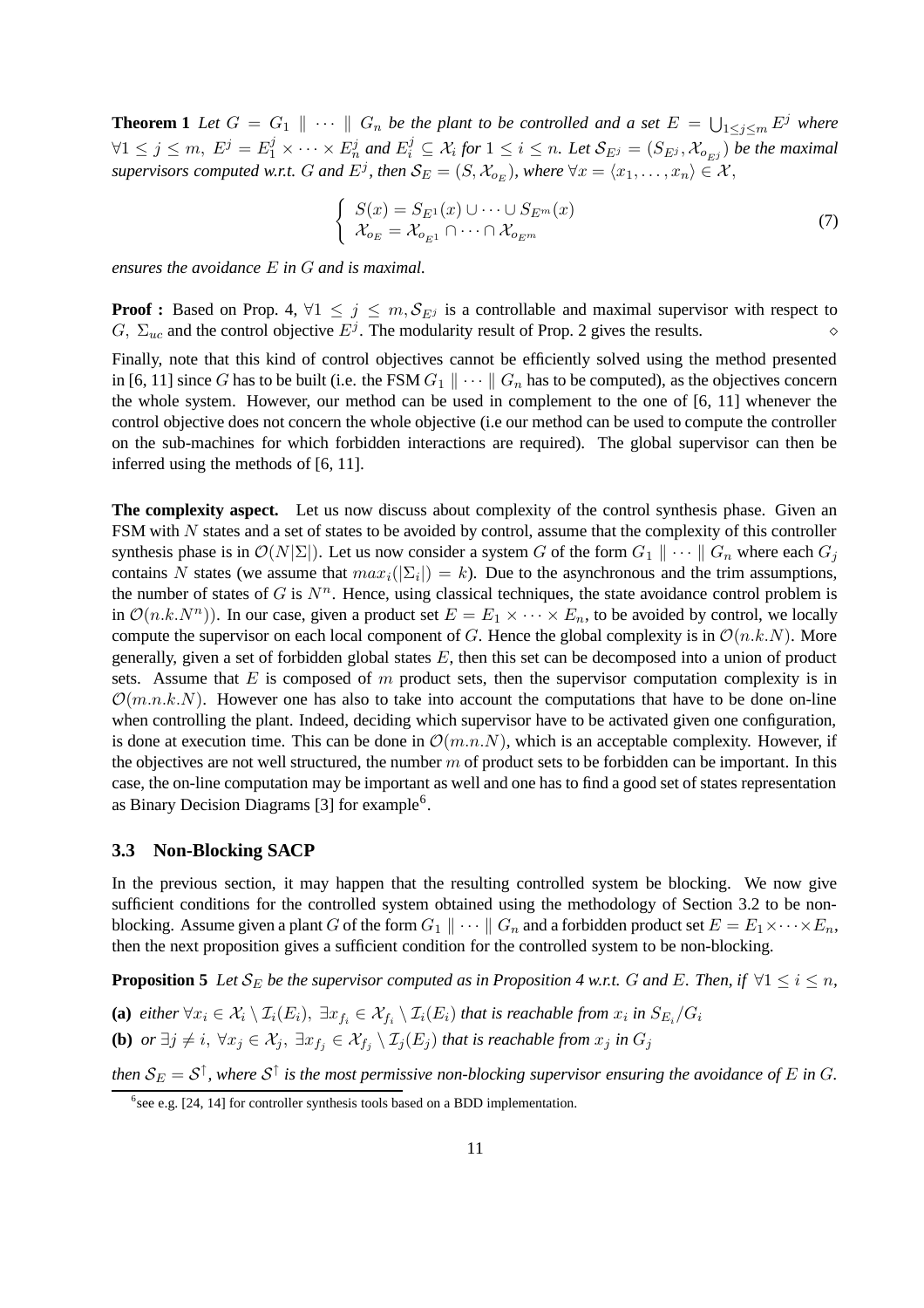**Theorem 1** *Let $G = G_1 \parallel \cdots \parallel G_n$ be the plant to be controlled and a set $E = \bigcup_{1 \leq j \leq m} E^j$ where $\forall 1 \leq j \leq m,\ E^j = E_1^j \times \cdots \times E_n^j$ and $E_i^j \subseteq \mathcal{X}_i$ for $1 \leq i \leq n$. Let $\mathcal{S}_{E^j} = (S_{E^j}, \mathcal{X}_{o_{E^j}})$ be the maximal supervisors computed w.r.t. $G$ and $E^j$, then $\mathcal{S}_E = (S, \mathcal{X}_{o_E})$, where $\forall x = \langle x_1, \ldots, x_n \rangle \in \mathcal{X}$,*

$$\begin{cases} S(x) = S_{E^1}(x) \cup \cdots \cup S_{E^m}(x) \\ \mathcal{X}_{o_E} = \mathcal{X}_{o_{E^1}} \cap \cdots \cap \mathcal{X}_{o_{E^m}} \end{cases} \tag{7}$$

*ensures the avoidance $E$ in $G$ and is maximal.*

**Proof :** Based on Prop. 4, $\forall 1 \leq j \leq m, \mathcal{S}_{E^j}$ is a controllable and maximal supervisor with respect to $G,\ \Sigma_{uc}$ and the control objective $E^j$. The modularity result of Prop. 2 gives the results. $\diamond$

Finally, note that this kind of control objectives cannot be efficiently solved using the method presented in [6, 11] since $G$ has to be built (i.e. the FSM $G_1 \parallel \cdots \parallel G_n$ has to be computed), as the objectives concern the whole system. However, our method can be used in complement to the one of [6, 11] whenever the control objective does not concern the whole objective (i.e our method can be used to compute the controller on the sub-machines for which forbidden interactions are required). The global supervisor can then be inferred using the methods of [6, 11].

**The complexity aspect.** Let us now discuss about complexity of the control synthesis phase. Given an FSM with $N$ states and a set of states to be avoided by control, assume that the complexity of this controller synthesis phase is in $\mathcal{O}(N|\Sigma|)$. Let us now consider a system $G$ of the form $G_1 \parallel \cdots \parallel G_n$ where each $G_j$ contains $N$ states (we assume that $max_i(|\Sigma_i|) = k$). Due to the asynchronous and the trim assumptions, the number of states of $G$ is $N^n$. Hence, using classical techniques, the state avoidance control problem is in $\mathcal{O}(n.k.N^n)$). In our case, given a product set $E = E_1 \times \cdots \times E_n$, to be avoided by control, we locally compute the supervisor on each local component of $G$. Hence the global complexity is in $\mathcal{O}(n.k.N)$. More generally, given a set of forbidden global states $E$, then this set can be decomposed into a union of product sets. Assume that $E$ is composed of $m$ product sets, then the supervisor computation complexity is in $\mathcal{O}(m.n.k.N)$. However one has also to take into account the computations that have to be done on-line when controlling the plant. Indeed, deciding which supervisor have to be activated given one configuration, is done at execution time. This can be done in $\mathcal{O}(m.n.N)$, which is an acceptable complexity. However, if the objectives are not well structured, the number $m$ of product sets to be forbidden can be important. In this case, the on-line computation may be important as well and one has to find a good set of states representation as Binary Decision Diagrams [3] for example[6].

### 3.3 Non-Blocking SACP

In the previous section, it may happen that the resulting controlled system be blocking. We now give sufficient conditions for the controlled system obtained using the methodology of Section 3.2 to be non-blocking. Assume given a plant $G$ of the form $G_1 \parallel \cdots \parallel G_n$ and a forbidden product set $E = E_1 \times \cdots \times E_n$, then the next proposition gives a sufficient condition for the controlled system to be non-blocking.

**Proposition 5** *Let $\mathcal{S}_E$ be the supervisor computed as in Proposition 4 w.r.t. $G$ and $E$. Then, if $\forall 1 \leq i \leq n$,*

**(a)** *either $\forall x_i \in \mathcal{X}_i \setminus \mathcal{I}_i(E_i),\ \exists x_{f_i} \in \mathcal{X}_{f_i} \setminus \mathcal{I}_i(E_i)$ that is reachable from $x_i$ in $S_{E_i}/G_i$*

**(b)** *or $\exists j \neq i,\ \forall x_j \in \mathcal{X}_j,\ \exists x_{f_j} \in \mathcal{X}_{f_j} \setminus \mathcal{I}_j(E_j)$ that is reachable from $x_j$ in $G_j$*

*then $\mathcal{S}_E = \mathcal{S}^{\uparrow}$, where $\mathcal{S}^{\uparrow}$ is the most permissive non-blocking supervisor ensuring the avoidance of $E$ in $G$.*

[6] see e.g. [24, 14] for controller synthesis tools based on a BDD implementation.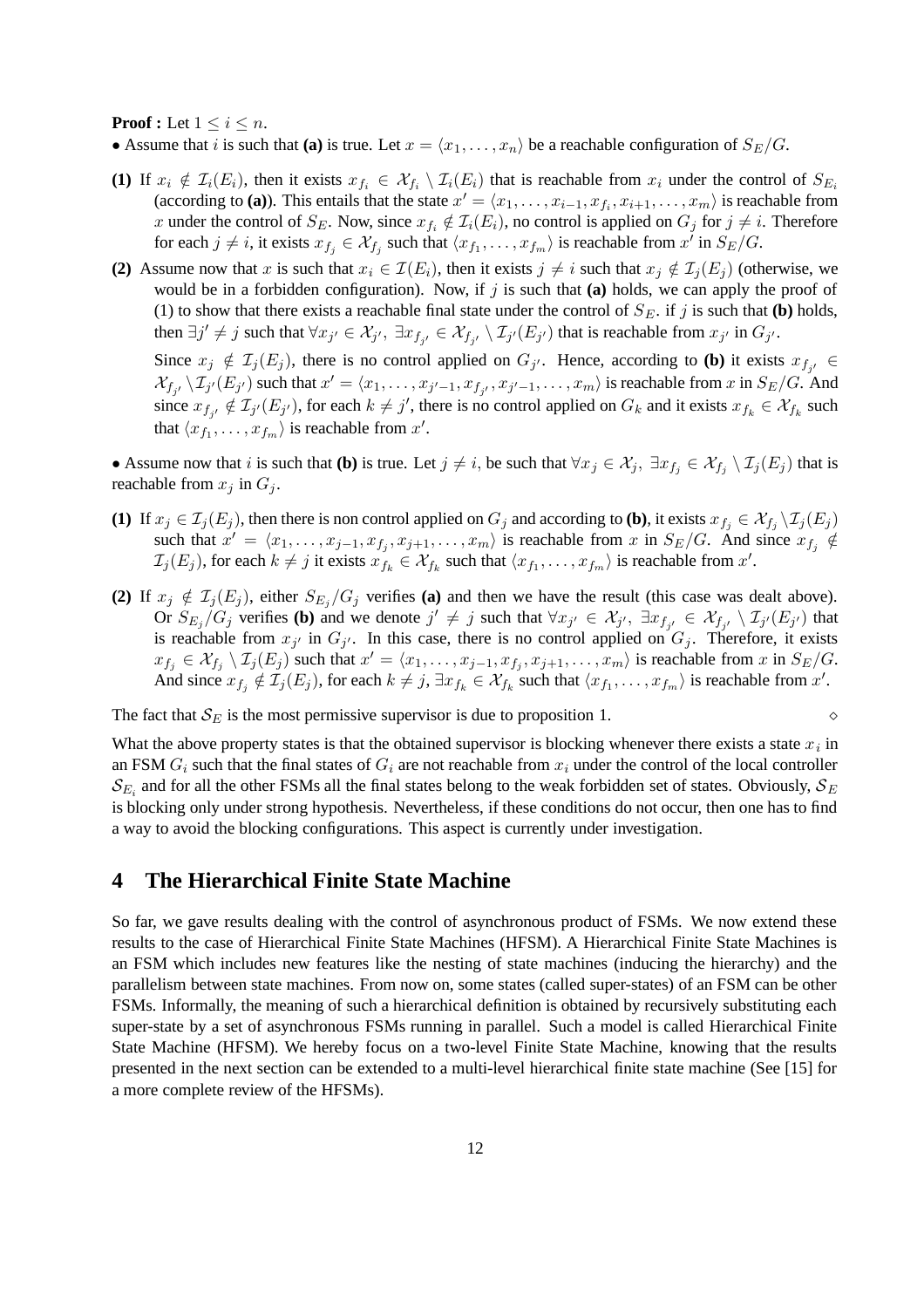**Proof :** Let $1 \leq i \leq n$.

• Assume that $i$ is such that **(a)** is true. Let $x = \langle x_1, \ldots, x_n \rangle$ be a reachable configuration of $S_E/G$.

**(1)** If $x_i \notin \mathcal{I}_i(E_i)$, then it exists $x_{f_i} \in \mathcal{X}_{f_i} \setminus \mathcal{I}_i(E_i)$ that is reachable from $x_i$ under the control of $S_{E_i}$ (according to **(a)**). This entails that the state $x' = \langle x_1, \ldots, x_{i-1}, x_{f_i}, x_{i+1}, \ldots, x_m \rangle$ is reachable from $x$ under the control of $S_E$. Now, since $x_{f_i} \notin \mathcal{I}_i(E_i)$, no control is applied on $G_j$ for $j \neq i$. Therefore for each $j \neq i$, it exists $x_{f_j} \in \mathcal{X}_{f_j}$ such that $\langle x_{f_1}, \ldots, x_{f_m} \rangle$ is reachable from $x'$ in $S_E/G$.

**(2)** Assume now that $x$ is such that $x_i \in \mathcal{I}(E_i)$, then it exists $j \neq i$ such that $x_j \notin \mathcal{I}_j(E_j)$ (otherwise, we would be in a forbidden configuration). Now, if $j$ is such that **(a)** holds, we can apply the proof of (1) to show that there exists a reachable final state under the control of $S_E$. if $j$ is such that **(b)** holds, then $\exists j' \neq j$ such that $\forall x_{j'} \in \mathcal{X}_{j'}$, $\exists x_{f_{j'}} \in \mathcal{X}_{f_{j'}} \setminus \mathcal{I}_{j'}(E_{j'})$ that is reachable from $x_{j'}$ in $G_{j'}$.

Since $x_j \notin \mathcal{I}_j(E_j)$, there is no control applied on $G_{j'}$. Hence, according to **(b)** it exists $x_{f_{j'}} \in \mathcal{X}_{f_{j'}} \setminus \mathcal{I}_{j'}(E_{j'})$ such that $x' = \langle x_1, \ldots, x_{j'-1}, x_{f_{j'}}, x_{j'-1}, \ldots, x_m \rangle$ is reachable from $x$ in $S_E/G$. And since $x_{f_{j'}} \notin \mathcal{I}_{j'}(E_{j'})$, for each $k \neq j'$, there is no control applied on $G_k$ and it exists $x_{f_k} \in \mathcal{X}_{f_k}$ such that $\langle x_{f_1}, \ldots, x_{f_m} \rangle$ is reachable from $x'$.

• Assume now that $i$ is such that **(b)** is true. Let $j \neq i$, be such that $\forall x_j \in \mathcal{X}_j$, $\exists x_{f_j} \in \mathcal{X}_{f_j} \setminus \mathcal{I}_j(E_j)$ that is reachable from $x_j$ in $G_j$.

**(1)** If $x_j \in \mathcal{I}_j(E_j)$, then there is non control applied on $G_j$ and according to **(b)**, it exists $x_{f_j} \in \mathcal{X}_{f_j} \setminus \mathcal{I}_j(E_j)$ such that $x' = \langle x_1, \ldots, x_{j-1}, x_{f_j}, x_{j+1}, \ldots, x_m \rangle$ is reachable from $x$ in $S_E/G$. And since $x_{f_j} \notin \mathcal{I}_j(E_j)$, for each $k \neq j$ it exists $x_{f_k} \in \mathcal{X}_{f_k}$ such that $\langle x_{f_1}, \ldots, x_{f_m} \rangle$ is reachable from $x'$.

**(2)** If $x_j \notin \mathcal{I}_j(E_j)$, either $S_{E_j}/G_j$ verifies **(a)** and then we have the result (this case was dealt above). Or $S_{E_j}/G_j$ verifies **(b)** and we denote $j' \neq j$ such that $\forall x_{j'} \in \mathcal{X}_{j'}$, $\exists x_{f_{j'}} \in \mathcal{X}_{f_{j'}} \setminus \mathcal{I}_{j'}(E_{j'})$ that is reachable from $x_{j'}$ in $G_{j'}$. In this case, there is no control applied on $G_j$. Therefore, it exists $x_{f_j} \in \mathcal{X}_{f_j} \setminus \mathcal{I}_j(E_j)$ such that $x' = \langle x_1, \ldots, x_{j-1}, x_{f_j}, x_{j+1}, \ldots, x_m \rangle$ is reachable from $x$ in $S_E/G$. And since $x_{f_j} \notin \mathcal{I}_j(E_j)$, for each $k \neq j$, $\exists x_{f_k} \in \mathcal{X}_{f_k}$ such that $\langle x_{f_1}, \ldots, x_{f_m} \rangle$ is reachable from $x'$.

The fact that $\mathcal{S}_E$ is the most permissive supervisor is due to proposition 1. $\diamond$

What the above property states is that the obtained supervisor is blocking whenever there exists a state $x_i$ in an FSM $G_i$ such that the final states of $G_i$ are not reachable from $x_i$ under the control of the local controller $\mathcal{S}_{E_i}$ and for all the other FSMs all the final states belong to the weak forbidden set of states. Obviously, $\mathcal{S}_E$ is blocking only under strong hypothesis. Nevertheless, if these conditions do not occur, then one has to find a way to avoid the blocking configurations. This aspect is currently under investigation.

## 4 The Hierarchical Finite State Machine

So far, we gave results dealing with the control of asynchronous product of FSMs. We now extend these results to the case of Hierarchical Finite State Machines (HFSM). A Hierarchical Finite State Machines is an FSM which includes new features like the nesting of state machines (inducing the hierarchy) and the parallelism between state machines. From now on, some states (called super-states) of an FSM can be other FSMs. Informally, the meaning of such a hierarchical definition is obtained by recursively substituting each super-state by a set of asynchronous FSMs running in parallel. Such a model is called Hierarchical Finite State Machine (HFSM). We hereby focus on a two-level Finite State Machine, knowing that the results presented in the next section can be extended to a multi-level hierarchical finite state machine (See [15] for a more complete review of the HFSMs).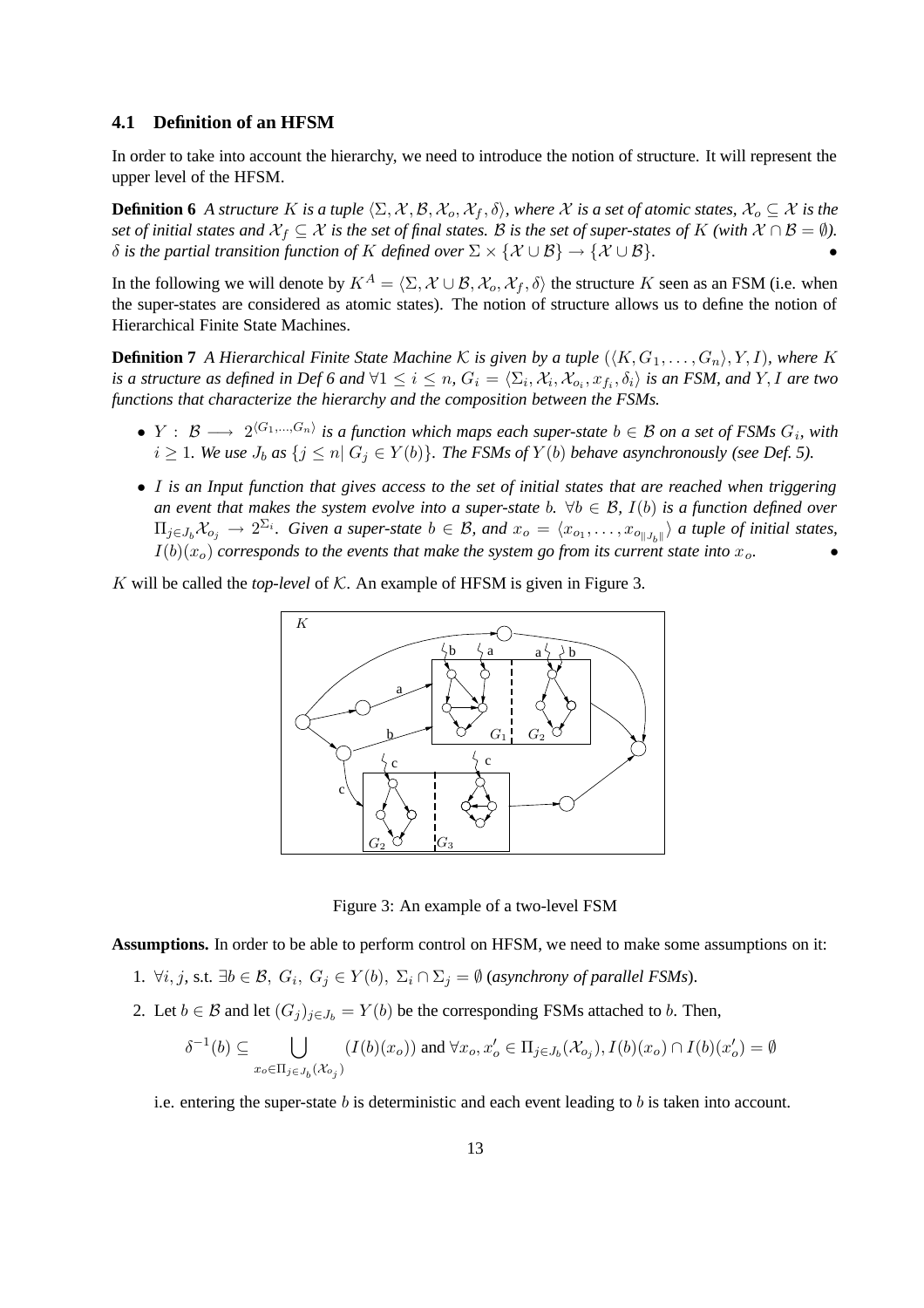### 4.1 Definition of an HFSM

In order to take into account the hierarchy, we need to introduce the notion of structure. It will represent the upper level of the HFSM.

**Definition 6** *A structure $K$ is a tuple $\langle \Sigma, \mathcal{X}, \mathcal{B}, \mathcal{X}_o, \mathcal{X}_f, \delta \rangle$, where $\mathcal{X}$ is a set of atomic states, $\mathcal{X}_o \subseteq \mathcal{X}$ is the set of initial states and $\mathcal{X}_f \subseteq \mathcal{X}$ is the set of final states. $\mathcal{B}$ is the set of super-states of $K$ (with $\mathcal{X} \cap \mathcal{B} = \emptyset$). $\delta$ is the partial transition function of $K$ defined over $\Sigma \times \{\mathcal{X} \cup \mathcal{B}\} \rightarrow \{\mathcal{X} \cup \mathcal{B}\}$.* •

In the following we will denote by $K^A = \langle \Sigma, \mathcal{X} \cup \mathcal{B}, \mathcal{X}_o, \mathcal{X}_f, \delta \rangle$ the structure $K$ seen as an FSM (i.e. when the super-states are considered as atomic states). The notion of structure allows us to define the notion of Hierarchical Finite State Machines.

**Definition 7** *A Hierarchical Finite State Machine $\mathcal{K}$ is given by a tuple $(\langle K, G_1, \ldots, G_n \rangle, Y, I)$, where $K$ is a structure as defined in Def 6 and $\forall 1 \leq i \leq n$, $G_i = \langle \Sigma_i, \mathcal{X}_i, \mathcal{X}_{o_i}, x_{f_i}, \delta_i \rangle$ is an FSM, and $Y, I$ are two functions that characterize the hierarchy and the composition between the FSMs.*

- *$Y : \mathcal{B} \longrightarrow 2^{\langle G_1, \ldots, G_n \rangle}$ is a function which maps each super-state $b \in \mathcal{B}$ on a set of FSMs $G_i$, with $i \geq 1$. We use $J_b$ as $\{j \leq n | \, G_j \in Y(b)\}$. The FSMs of $Y(b)$ behave asynchronously (see Def. 5).*
- *$I$ is an Input function that gives access to the set of initial states that are reached when triggering an event that makes the system evolve into a super-state $b$. $\forall b \in \mathcal{B}$, $I(b)$ is a function defined over $\Pi_{j \in J_b} \mathcal{X}_{o_j} \rightarrow 2^{\Sigma_i}$. Given a super-state $b \in \mathcal{B}$, and $x_o = \langle x_{o_1}, \ldots, x_{o_{\|J_b\|}} \rangle$ a tuple of initial states, $I(b)(x_o)$ corresponds to the events that make the system go from its current state into $x_o$.* •

$K$ will be called the *top-level* of $\mathcal{K}$. An example of HFSM is given in Figure 3.

Figure 3: An example of a two-level FSM

**Assumptions.** In order to be able to perform control on HFSM, we need to make some assumptions on it:

1. $\forall i, j$, s.t. $\exists b \in \mathcal{B}$, $G_i$, $G_j \in Y(b)$, $\Sigma_i \cap \Sigma_j = \emptyset$ (*asynchrony of parallel FSMs*).
2. Let $b \in \mathcal{B}$ and let $(G_j)_{j \in J_b} = Y(b)$ be the corresponding FSMs attached to $b$. Then,

$$\delta^{-1}(b) \subseteq \bigcup_{x_o \in \Pi_{j \in J_b}(\mathcal{X}_{o_j})} (I(b)(x_o)) \text{ and } \forall x_o, x_o' \in \Pi_{j \in J_b}(\mathcal{X}_{o_j}), I(b)(x_o) \cap I(b)(x_o') = \emptyset$$

i.e. entering the super-state $b$ is deterministic and each event leading to $b$ is taken into account.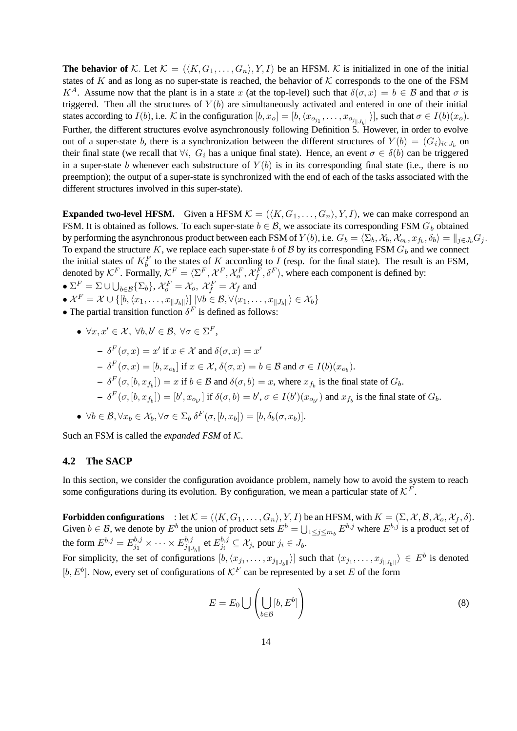**The behavior of** $\mathcal{K}$. Let $\mathcal{K} = (\langle K, G_1, \ldots, G_n\rangle, Y, I)$ be an HFSM. $\mathcal{K}$ is initialized in one of the initial states of $K$ and as long as no super-state is reached, the behavior of $\mathcal{K}$ corresponds to the one of the FSM $K^A$. Assume now that the plant is in a state $x$ (at the top-level) such that $\delta(\sigma, x) = b \in \mathcal{B}$ and that $\sigma$ is triggered. Then all the structures of $Y(b)$ are simultaneously activated and entered in one of their initial states according to $I(b)$, i.e. $\mathcal{K}$ in the configuration $[b, x_o] = [b, \langle x_{o_{j_1}}, \ldots, x_{o_{j_{\|J_b\|}}}\rangle]$, such that $\sigma \in I(b)(x_o)$. Further, the different structures evolve asynchronously following Definition 5. However, in order to evolve out of a super-state $b$, there is a synchronization between the different structures of $Y(b) = (G_i)_{i \in J_b}$ on their final state (we recall that $\forall i,\ G_i$ has a unique final state). Hence, an event $\sigma \in \delta(b)$ can be triggered in a super-state $b$ whenever each substructure of $Y(b)$ is in its corresponding final state (i.e., there is no preemption); the output of a super-state is synchronized with the end of each of the tasks associated with the different structures involved in this super-state).

**Expanded two-level HFSM.** Given a HFSM $\mathcal{K} = (\langle K, G_1, \ldots, G_n\rangle, Y, I)$, we can make correspond an FSM. It is obtained as follows. To each super-state $b \in \mathcal{B}$, we associate its corresponding FSM $G_b$ obtained by performing the asynchronous product between each FSM of $Y(b)$, i.e. $G_b = \langle \Sigma_b, \mathcal{X}_b, \mathcal{X}_{o_b}, x_{f_b}, \delta_b\rangle = \|_{j \in J_b} G_j$. To expand the structure $K$, we replace each super-state $b$ of $\mathcal{B}$ by its corresponding FSM $G_b$ and we connect the initial states of $K_b^F$ to the states of $K$ according to $I$ (resp. for the final state). The result is an FSM, denoted by $\mathcal{K}^F$. Formally, $\mathcal{K}^F = \langle \Sigma^F, \mathcal{X}^F, \mathcal{X}_o^F, \mathcal{X}_f^F, \delta^F\rangle$, where each component is defined by:

- $\Sigma^F = \Sigma \cup \bigcup_{b \in \mathcal{B}}\{\Sigma_b\}$, $\mathcal{X}_o^F = \mathcal{X}_o$, $\mathcal{X}_f^F = \mathcal{X}_f$ and
- $\mathcal{X}^F = \mathcal{X} \cup \{[b, \langle x_1, \ldots, x_{\|J_b\|}\rangle] \mid \forall b \in \mathcal{B}, \forall \langle x_1, \ldots, x_{\|J_b\|}\rangle \in \mathcal{X}_b\}$
- The partial transition function $\delta^F$ is defined as follows:
  - $\forall x, x' \in \mathcal{X},\ \forall b, b' \in \mathcal{B},\ \forall \sigma \in \Sigma^F$,
    - $\delta^F(\sigma, x) = x'$ if $x \in \mathcal{X}$ and $\delta(\sigma, x) = x'$
    - $\delta^F(\sigma, x) = [b, x_{o_b}]$ if $x \in \mathcal{X}$, $\delta(\sigma, x) = b \in \mathcal{B}$ and $\sigma \in I(b)(x_{o_b})$.
    - $\delta^F(\sigma, [b, x_{f_b}]) = x$ if $b \in \mathcal{B}$ and $\delta(\sigma, b) = x$, where $x_{f_b}$ is the final state of $G_b$.
    - $\delta^F(\sigma, [b, x_{f_b}]) = [b', x_{o_{b'}}]$ if $\delta(\sigma, b) = b'$, $\sigma \in I(b')(x_{o_{b'}})$ and $x_{f_b}$ is the final state of $G_b$.
  - $\forall b \in \mathcal{B}, \forall x_b \in \mathcal{X}_b, \forall \sigma \in \Sigma_b\ \delta^F(\sigma, [b, x_b]) = [b, \delta_b(\sigma, x_b)]$.

Such an FSM is called the *expanded FSM* of $\mathcal{K}$.

### 4.2 The SACP

In this section, we consider the configuration avoidance problem, namely how to avoid the system to reach some configurations during its evolution. By configuration, we mean a particular state of $\mathcal{K}^F$.

**Forbidden configurations** : let $\mathcal{K} = (\langle K, G_1, \ldots, G_n\rangle, Y, I)$ be an HFSM, with $K = (\Sigma, \mathcal{X}, \mathcal{B}, \mathcal{X}_o, \mathcal{X}_f, \delta)$. Given $b \in \mathcal{B}$, we denote by $E^b$ the union of product sets $E^b = \bigcup_{1 \le j \le m_b} E^{b,j}$ where $E^{b,j}$ is a product set of the form $E^{b,j} = E^{b,j}_{j_1} \times \cdots \times E^{b,j}_{j_{\|J_b\|}}$ et $E^{b,j}_{j_i} \subseteq \mathcal{X}_{j_i}$ pour $j_i \in J_b$.

For simplicity, the set of configurations $[b, \langle x_{j_1}, \ldots, x_{j_{\|J_b\|}}\rangle]$ such that $\langle x_{j_1}, \ldots, x_{j_{\|J_b\|}}\rangle \in E^b$ is denoted $[b, E^b]$. Now, every set of configurations of $\mathcal{K}^F$ can be represented by a set $E$ of the form

$$E = E_0 \bigcup \left(\bigcup_{b \in \mathcal{B}} [b, E^b]\right) \tag{8}$$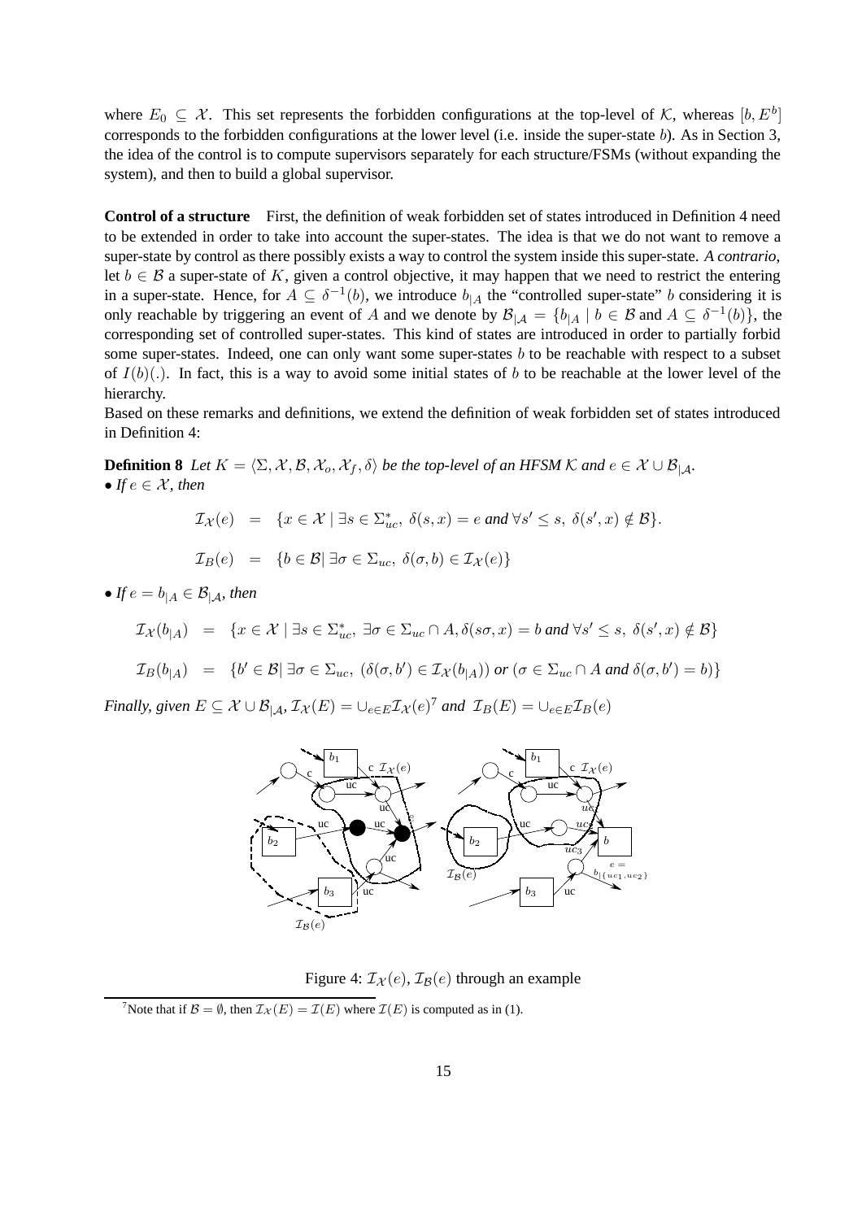where $E_0 \subseteq \mathcal{X}$. This set represents the forbidden configurations at the top-level of $\mathcal{K}$, whereas $[b, E^b]$ corresponds to the forbidden configurations at the lower level (i.e. inside the super-state $b$). As in Section 3, the idea of the control is to compute supervisors separately for each structure/FSMs (without expanding the system), and then to build a global supervisor.

**Control of a structure** First, the definition of weak forbidden set of states introduced in Definition 4 need to be extended in order to take into account the super-states. The idea is that we do not want to remove a super-state by control as there possibly exists a way to control the system inside this super-state. *A contrario*, let $b \in \mathcal{B}$ a super-state of $K$, given a control objective, it may happen that we need to restrict the entering in a super-state. Hence, for $A \subseteq \delta^{-1}(b)$, we introduce $b_{|A}$ the "controlled super-state" $b$ considering it is only reachable by triggering an event of $A$ and we denote by $\mathcal{B}_{|\mathcal{A}} = \{b_{|A} \mid b \in \mathcal{B} \text{ and } A \subseteq \delta^{-1}(b)\}$, the corresponding set of controlled super-states. This kind of states are introduced in order to partially forbid some super-states. Indeed, one can only want some super-states $b$ to be reachable with respect to a subset of $I(b)(.)$. In fact, this is a way to avoid some initial states of $b$ to be reachable at the lower level of the hierarchy.

Based on these remarks and definitions, we extend the definition of weak forbidden set of states introduced in Definition 4:

**Definition 8** *Let $K = \langle \Sigma, \mathcal{X}, \mathcal{B}, \mathcal{X}_o, \mathcal{X}_f, \delta \rangle$ be the top-level of an HFSM $\mathcal{K}$ and $e \in \mathcal{X} \cup \mathcal{B}_{|\mathcal{A}}$.*

- *If $e \in \mathcal{X}$, then*

$$\mathcal{I}_{\mathcal{X}}(e) = \{x \in \mathcal{X} \mid \exists s \in \Sigma_{uc}^*, \ \delta(s, x) = e \text{ and } \forall s' \leq s, \ \delta(s', x) \notin \mathcal{B}\}.$$

$$\mathcal{I}_B(e) = \{b \in \mathcal{B} \mid \exists \sigma \in \Sigma_{uc}, \ \delta(\sigma, b) \in \mathcal{I}_{\mathcal{X}}(e)\}$$

- *If $e = b_{|A} \in \mathcal{B}_{|\mathcal{A}}$, then*

$$\mathcal{I}_{\mathcal{X}}(b_{|A}) = \{x \in \mathcal{X} \mid \exists s \in \Sigma_{uc}^*, \ \exists \sigma \in \Sigma_{uc} \cap A, \delta(s\sigma, x) = b \text{ and } \forall s' \leq s, \ \delta(s', x) \notin \mathcal{B}\}$$

$$\mathcal{I}_B(b_{|A}) = \{b' \in \mathcal{B} \mid \exists \sigma \in \Sigma_{uc}, \ (\delta(\sigma, b') \in \mathcal{I}_{\mathcal{X}}(b_{|A})) \text{ or } (\sigma \in \Sigma_{uc} \cap A \text{ and } \delta(\sigma, b') = b)\}$$

*Finally, given $E \subseteq \mathcal{X} \cup \mathcal{B}_{|\mathcal{A}}$, $\mathcal{I}_{\mathcal{X}}(E) = \cup_{e \in E} \mathcal{I}_{\mathcal{X}}(e)$[7] and $\mathcal{I}_B(E) = \cup_{e \in E} \mathcal{I}_B(e)$*

Figure 4: $\mathcal{I}_{\mathcal{X}}(e)$, $\mathcal{I}_{\mathcal{B}}(e)$ through an example

[7] Note that if $\mathcal{B} = \emptyset$, then $\mathcal{I}_{\mathcal{X}}(E) = \mathcal{I}(E)$ where $\mathcal{I}(E)$ is computed as in (1).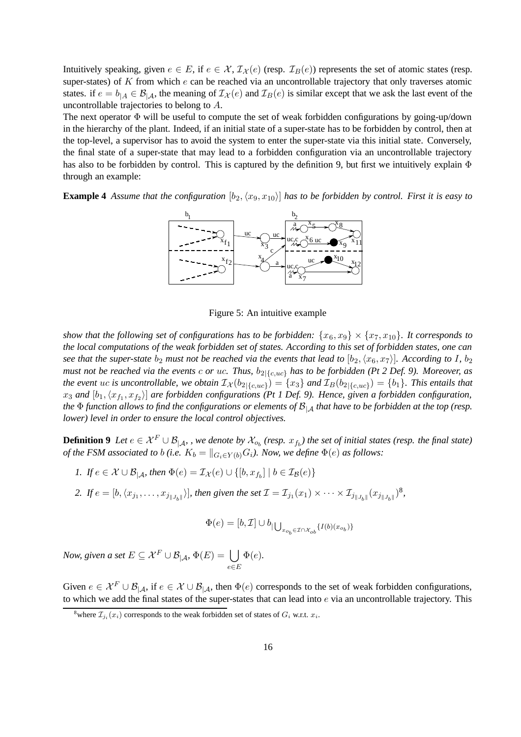Intuitively speaking, given $e \in E$, if $e \in \mathcal{X}$, $\mathcal{I}_{\mathcal{X}}(e)$ (resp. $\mathcal{I}_B(e)$) represents the set of atomic states (resp. super-states) of $K$ from which $e$ can be reached via an uncontrollable trajectory that only traverses atomic states. if $e = b_{|A} \in \mathcal{B}_{|\mathcal{A}}$, the meaning of $\mathcal{I}_{\mathcal{X}}(e)$ and $\mathcal{I}_B(e)$ is similar except that we ask the last event of the uncontrollable trajectories to belong to $A$.

The next operator $\Phi$ will be useful to compute the set of weak forbidden configurations by going-up/down in the hierarchy of the plant. Indeed, if an initial state of a super-state has to be forbidden by control, then at the top-level, a supervisor has to avoid the system to enter the super-state via this initial state. Conversely, the final state of a super-state that may lead to a forbidden configuration via an uncontrollable trajectory has also to be forbidden by control. This is captured by the definition 9, but first we intuitively explain $\Phi$ through an example:

**Example 4** *Assume that the configuration $[b_2, \langle x_9, x_{10}\rangle]$ has to be forbidden by control. First it is easy to*

Figure 5: An intuitive example

*show that the following set of configurations has to be forbidden: $\{x_6, x_9\} \times \{x_7, x_{10}\}$. It corresponds to the local computations of the weak forbidden set of states. According to this set of forbidden states, one can see that the super-state $b_2$ must not be reached via the events that lead to $[b_2, \langle x_6, x_7\rangle]$. According to $I$, $b_2$ must not be reached via the events $c$ or $uc$. Thus, $b_{2|\{c,uc\}}$ has to be forbidden (Pt 2 Def. 9). Moreover, as the event $uc$ is uncontrollable, we obtain $\mathcal{I}_{\mathcal{X}}(b_{2|\{c,uc\}}) = \{x_3\}$ and $\mathcal{I}_B(b_{2|\{c,uc\}}) = \{b_1\}$. This entails that $x_3$ and $[b_1, \langle x_{f_1}, x_{f_2}\rangle]$ are forbidden configurations (Pt 1 Def. 9). Hence, given a forbidden configuration, the $\Phi$ function allows to find the configurations or elements of $\mathcal{B}_{|\mathcal{A}}$ that have to be forbidden at the top (resp. lower) level in order to ensure the local control objectives.*

**Definition 9** *Let $e \in \mathcal{X}^F \cup \mathcal{B}_{|\mathcal{A}}$, , we denote by $\mathcal{X}_{o_b}$ (resp. $x_{f_b}$) the set of initial states (resp. the final state) of the FSM associated to $b$ (i.e. $K_b = \|_{G_i \in Y(b)} G_i$). Now, we define $\Phi(e)$ as follows:*

1. *If $e \in \mathcal{X} \cup \mathcal{B}_{|\mathcal{A}}$, then $\Phi(e) = \mathcal{I}_{\mathcal{X}}(e) \cup \{[b, x_{f_b}] \mid b \in \mathcal{I}_{\mathcal{B}}(e)\}$*
2. *If $e = [b, \langle x_{j_1}, \ldots, x_{j_{\|J_b\|}}\rangle]$, then given the set $\mathcal{I} = \mathcal{I}_{j_1}(x_1) \times \cdots \times \mathcal{I}_{j_{\|J_b\|}}(x_{j_{\|J_b\|}})$[8],*

$$\Phi(e) = [b, \mathcal{I}] \cup b_{|\bigcup_{x_{o_b} \in \mathcal{I} \cap \mathcal{X}_{ob}} \{I(b)(x_{o_b})\}}$$

*Now, given a set $E \subseteq \mathcal{X}^F \cup \mathcal{B}_{|\mathcal{A}}$, $\Phi(E) = \bigcup_{e \in E} \Phi(e)$.*

Given $e \in \mathcal{X}^F \cup \mathcal{B}_{|\mathcal{A}}$, if $e \in \mathcal{X} \cup \mathcal{B}_{|\mathcal{A}}$, then $\Phi(e)$ corresponds to the set of weak forbidden configurations, to which we add the final states of the super-states that can lead into $e$ via an uncontrollable trajectory. This

[8] where $\mathcal{I}_{j_i}(x_i)$ corresponds to the weak forbidden set of states of $G_i$ w.r.t. $x_i$.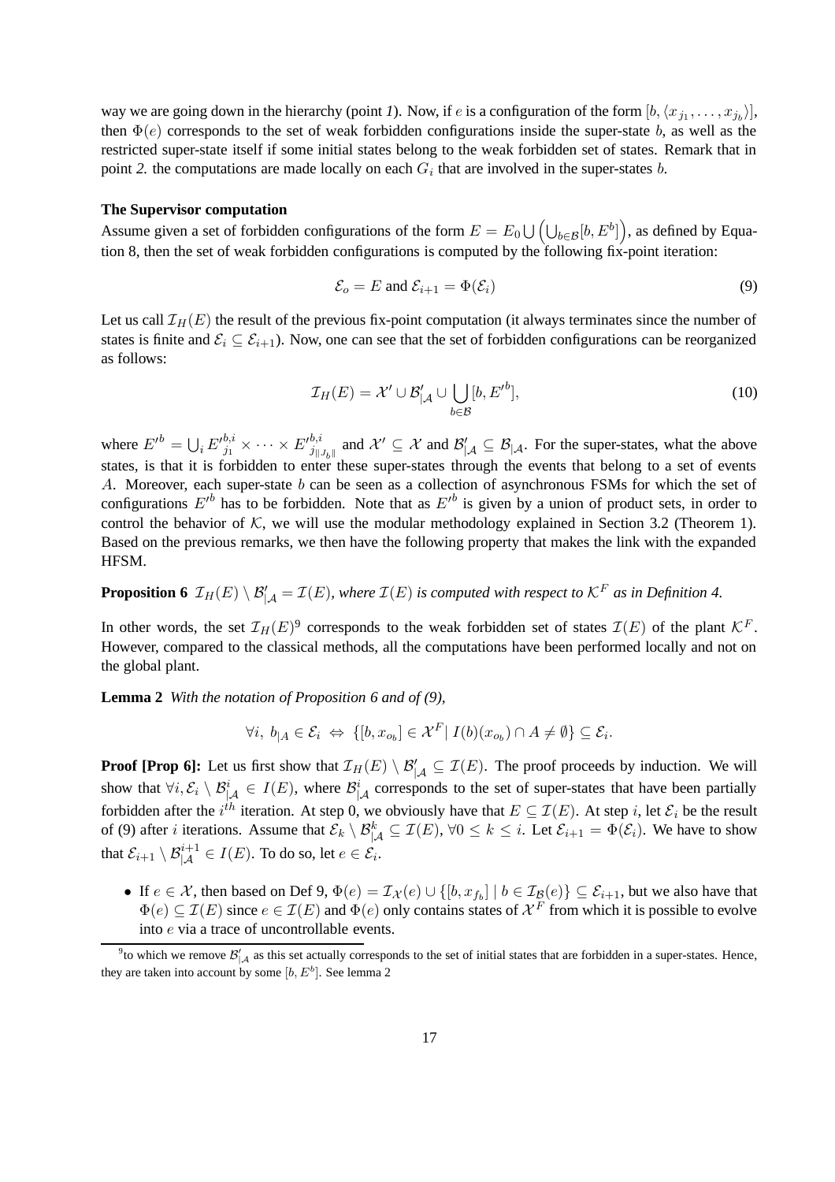way we are going down in the hierarchy (point *1*). Now, if $e$ is a configuration of the form $[b, \langle x_{j_1}, \ldots, x_{j_b} \rangle]$, then $\Phi(e)$ corresponds to the set of weak forbidden configurations inside the super-state $b$, as well as the restricted super-state itself if some initial states belong to the weak forbidden set of states. Remark that in point *2.* the computations are made locally on each $G_i$ that are involved in the super-states $b$.

**The Supervisor computation**

Assume given a set of forbidden configurations of the form $E = E_0 \bigcup \left( \bigcup_{b \in \mathcal{B}} [b, E^b] \right)$, as defined by Equation 8, then the set of weak forbidden configurations is computed by the following fix-point iteration:

$$\mathcal{E}_o = E \text{ and } \mathcal{E}_{i+1} = \Phi(\mathcal{E}_i) \tag{9}$$

Let us call $\mathcal{I}_H(E)$ the result of the previous fix-point computation (it always terminates since the number of states is finite and $\mathcal{E}_i \subseteq \mathcal{E}_{i+1}$). Now, one can see that the set of forbidden configurations can be reorganized as follows:

$$\mathcal{I}_H(E) = \mathcal{X}' \cup \mathcal{B}'_{|\mathcal{A}} \cup \bigcup_{b \in \mathcal{B}} [b, E'^b], \tag{10}$$

where $E'^b = \bigcup_i E'^{b,i}_{j_1} \times \cdots \times E'^{b,i}_{j_{\|J_b\|}}$ and $\mathcal{X}' \subseteq \mathcal{X}$ and $\mathcal{B}'_{|\mathcal{A}} \subseteq \mathcal{B}_{|\mathcal{A}}$. For the super-states, what the above states, is that it is forbidden to enter these super-states through the events that belong to a set of events $A$. Moreover, each super-state $b$ can be seen as a collection of asynchronous FSMs for which the set of configurations $E'^b$ has to be forbidden. Note that as $E'^b$ is given by a union of product sets, in order to control the behavior of $\mathcal{K}$, we will use the modular methodology explained in Section 3.2 (Theorem 1). Based on the previous remarks, we then have the following property that makes the link with the expanded HFSM.

**Proposition 6** *$\mathcal{I}_H(E) \setminus \mathcal{B}'_{|\mathcal{A}} = \mathcal{I}(E)$, where $\mathcal{I}(E)$ is computed with respect to $\mathcal{K}^F$ as in Definition 4.*

In other words, the set $\mathcal{I}_H(E)$[9] corresponds to the weak forbidden set of states $\mathcal{I}(E)$ of the plant $\mathcal{K}^F$. However, compared to the classical methods, all the computations have been performed locally and not on the global plant.

**Lemma 2** *With the notation of Proposition 6 and of (9),*

$$\forall i,\ b_{|A} \in \mathcal{E}_i \ \Leftrightarrow\ \{[b, x_{o_b}] \in \mathcal{X}^F |\ I(b)(x_{o_b}) \cap A \neq \emptyset\} \subseteq \mathcal{E}_i.$$

**Proof [Prop 6]:** Let us first show that $\mathcal{I}_H(E) \setminus \mathcal{B}'_{|\mathcal{A}} \subseteq \mathcal{I}(E)$. The proof proceeds by induction. We will show that $\forall i, \mathcal{E}_i \setminus \mathcal{B}^i_{|\mathcal{A}} \in I(E)$, where $\mathcal{B}^i_{|\mathcal{A}}$ corresponds to the set of super-states that have been partially forbidden after the $i^{th}$ iteration. At step 0, we obviously have that $E \subseteq \mathcal{I}(E)$. At step $i$, let $\mathcal{E}_i$ be the result of (9) after $i$ iterations. Assume that $\mathcal{E}_k \setminus \mathcal{B}^k_{|\mathcal{A}} \subseteq \mathcal{I}(E)$, $\forall 0 \leq k \leq i$. Let $\mathcal{E}_{i+1} = \Phi(\mathcal{E}_i)$. We have to show that $\mathcal{E}_{i+1} \setminus \mathcal{B}^{i+1}_{|\mathcal{A}} \in I(E)$. To do so, let $e \in \mathcal{E}_i$.

- If $e \in \mathcal{X}$, then based on Def 9, $\Phi(e) = \mathcal{I}_{\mathcal{X}}(e) \cup \{[b, x_{f_b}] \mid b \in \mathcal{I}_{\mathcal{B}}(e)\} \subseteq \mathcal{E}_{i+1}$, but we also have that $\Phi(e) \subseteq \mathcal{I}(E)$ since $e \in \mathcal{I}(E)$ and $\Phi(e)$ only contains states of $\mathcal{X}^F$ from which it is possible to evolve into $e$ via a trace of uncontrollable events.

[9] to which we remove $\mathcal{B}'_{|\mathcal{A}}$ as this set actually corresponds to the set of initial states that are forbidden in a super-states. Hence, they are taken into account by some $[b, E^b]$. See lemma 2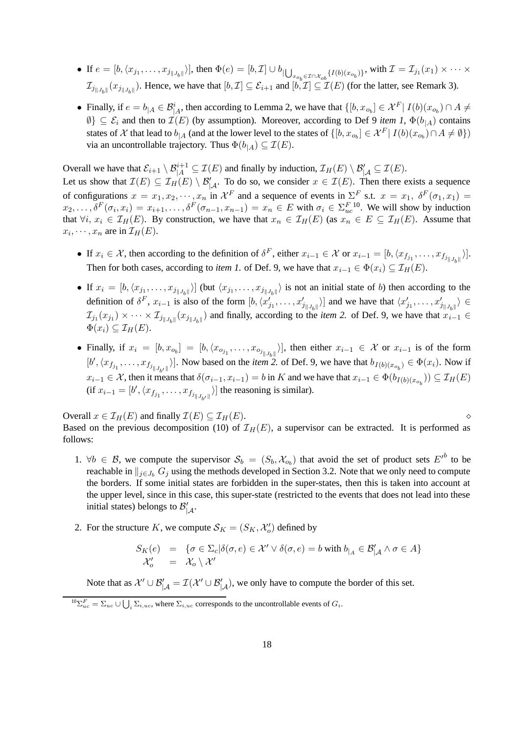- If $e = [b, \langle x_{j_1}, \dots, x_{j_{\|J_b\|}} \rangle]$, then $\Phi(e) = [b, \mathcal{I}] \cup b_{|\bigcup_{x_{o_b} \in \mathcal{I} \cap \mathcal{X}_{ob}} \{I(b)(x_{o_b})\}}$, with $\mathcal{I} = \mathcal{I}_{j_1}(x_1) \times \cdots \times \mathcal{I}_{j_{\|J_b\|}}(x_{j_{\|J_b\|}})$. Hence, we have that $[b, \mathcal{I}] \subseteq \mathcal{E}_{i+1}$ and $[b, \mathcal{I}] \subseteq \mathcal{I}(E)$ (for the latter, see Remark 3).

- Finally, if $e = b_{|A} \in \mathcal{B}^i_{|A}$, then according to Lemma 2, we have that $\{[b, x_{o_b}] \in \mathcal{X}^F | \ I(b)(x_{o_b}) \cap A \neq \emptyset\} \subseteq \mathcal{E}_i$ and then to $\mathcal{I}(E)$ (by assumption). Moreover, according to Def 9 *item 1*, $\Phi(b_{|A})$ contains states of $\mathcal{X}$ that lead to $b_{|A}$ (and at the lower level to the states of $\{[b, x_{o_b}] \in \mathcal{X}^F | \ I(b)(x_{o_b}) \cap A \neq \emptyset\}$) via an uncontrollable trajectory. Thus $\Phi(b_{|A}) \subseteq \mathcal{I}(E)$.

Overall we have that $\mathcal{E}_{i+1} \setminus \mathcal{B}^{i+1}_{|A} \subseteq \mathcal{I}(E)$ and finally by induction, $\mathcal{I}_H(E) \setminus \mathcal{B}'_{|\mathcal{A}} \subseteq \mathcal{I}(E)$.
Let us show that $\mathcal{I}(E) \subseteq \mathcal{I}_H(E) \setminus \mathcal{B}'_{|\mathcal{A}}$. To do so, we consider $x \in \mathcal{I}(E)$. Then there exists a sequence of configurations $x = x_1, x_2, \cdots, x_n$ in $\mathcal{X}^F$ and a sequence of events in $\Sigma^F$ s.t. $x = x_1$, $\delta^F(\sigma_1, x_1) = x_2, \dots, \delta^F(\sigma_i, x_i) = x_{i+1}, \dots, \delta^F(\sigma_{n-1}, x_{n-1}) = x_n \in E$ with $\sigma_i \in \Sigma^F_{uc}$[10]. We will show by induction that $\forall i$, $x_i \in \mathcal{I}_H(E)$. By construction, we have that $x_n \in \mathcal{I}_H(E)$ (as $x_n \in E \subseteq \mathcal{I}_H(E)$. Assume that $x_i, \cdots, x_n$ are in $\mathcal{I}_H(E)$.

- If $x_i \in \mathcal{X}$, then according to the definition of $\delta^F$, either $x_{i-1} \in \mathcal{X}$ or $x_{i-1} = [b, \langle x_{f_{j_1}}, \dots, x_{f_{j_{\|J_b\|}}} \rangle]$. Then for both cases, according to *item 1.* of Def. 9, we have that $x_{i-1} \in \Phi(x_i) \subseteq \mathcal{I}_H(E)$.

- If $x_i = [b, \langle x_{j_1}, \dots, x_{j_{\|J_b\|}} \rangle]$ (but $\langle x_{j_1}, \dots, x_{j_{\|J_b\|}} \rangle$ is not an initial state of $b$) then according to the definition of $\delta^F$, $x_{i-1}$ is also of the form $[b, \langle x'_{j_1}, \dots, x'_{j_{\|J_b\|}} \rangle]$ and we have that $\langle x'_{j_1}, \dots, x'_{j_{\|J_b\|}} \rangle \in \mathcal{I}_{j_1}(x_{j_1}) \times \cdots \times \mathcal{I}_{j_{\|J_b\|}}(x_{j_{\|J_b\|}})$ and finally, according to the *item 2.* of Def. 9, we have that $x_{i-1} \in \Phi(x_i) \subseteq \mathcal{I}_H(E)$.

- Finally, if $x_i = [b, x_{o_b}] = [b, \langle x_{o_{j_1}}, \dots, x_{o_{j_{\|J_b\|}}} \rangle]$, then either $x_{i-1} \in \mathcal{X}$ or $x_{i-1}$ is of the form $[b', \langle x_{f_{j_1}}, \dots, x_{f_{j_{\|J_{b'}\|}}} \rangle]$. Now based on the *item 2.* of Def. 9, we have that $b_{I(b)(x_{o_b})} \in \Phi(x_i)$. Now if $x_{i-1} \in \mathcal{X}$, then it means that $\delta(\sigma_{i-1}, x_{i-1}) = b$ in $K$ and we have that $x_{i-1} \in \Phi(b_{I(b)(x_{o_b})}) \subseteq \mathcal{I}_H(E)$ (if $x_{i-1} = [b', \langle x_{f_{j_1}}, \dots, x_{f_{j_{\|J_{b'}\|}}} \rangle]$ the reasoning is similar).

Overall $x \in \mathcal{I}_H(E)$ and finally $\mathcal{I}(E) \subseteq \mathcal{I}_H(E)$. $\diamond$
Based on the previous decomposition (10) of $\mathcal{I}_H(E)$, a supervisor can be extracted. It is performed as follows:

1. $\forall b \in \mathcal{B}$, we compute the supervisor $\mathcal{S}_b = (S_b, \mathcal{X}_{o_b})$ that avoid the set of product sets $E'^b$ to be reachable in $\|_{j \in J_b} G_j$ using the methods developed in Section 3.2. Note that we only need to compute the borders. If some initial states are forbidden in the super-states, then this is taken into account at the upper level, since in this case, this super-state (restricted to the events that does not lead into these initial states) belongs to $\mathcal{B}'_{|\mathcal{A}}$.

2. For the structure $K$, we compute $\mathcal{S}_K = (S_K, \mathcal{X}'_o)$ defined by

$$
\begin{array}{rcl}
S_K(e) & = & \{\sigma \in \Sigma_c | \delta(\sigma, e) \in \mathcal{X}' \vee \delta(\sigma, e) = b \text{ with } b_{|A} \in \mathcal{B}'_{|\mathcal{A}} \wedge \sigma \in A\} \\
\mathcal{X}'_o & = & \mathcal{X}_o \setminus \mathcal{X}'
\end{array}
$$

Note that as $\mathcal{X}' \cup \mathcal{B}'_{|\mathcal{A}} = \mathcal{I}(\mathcal{X}' \cup \mathcal{B}'_{|\mathcal{A}})$, we only have to compute the border of this set.

[10] $\Sigma^F_{uc} = \Sigma_{uc} \cup \bigcup_i \Sigma_{i,uc}$, where $\Sigma_{i,uc}$ corresponds to the uncontrollable events of $G_i$.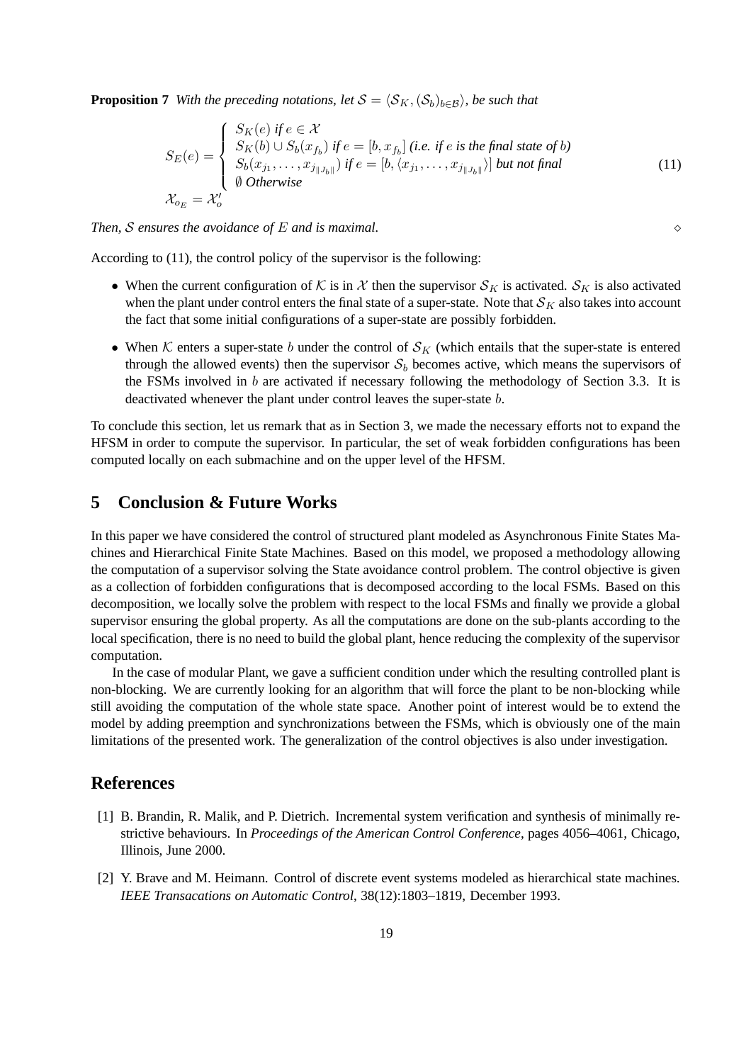**Proposition 7** *With the preceding notations, let $\mathcal{S} = \langle \mathcal{S}_K, (\mathcal{S}_b)_{b \in \mathcal{B}} \rangle$, be such that*

$$
\begin{aligned}
S_E(e) &= \begin{cases} S_K(e) \text{ if } e \in \mathcal{X} \\ S_K(b) \cup S_b(x_{f_b}) \text{ if } e = [b, x_{f_b}] \text{ (i.e. if } e \text{ is the final state of } b) \\ S_b(x_{j_1}, \ldots, x_{j_{\|J_b\|}}) \text{ if } e = [b, \langle x_{j_1}, \ldots, x_{j_{\|J_b\|}} \rangle] \text{ but not final} \\ \emptyset \text{ Otherwise} \end{cases} \\
\mathcal{X}_{o_E} &= \mathcal{X}'_o
\end{aligned}
\tag{11}
$$

*Then, $\mathcal{S}$ ensures the avoidance of $E$ and is maximal.* ◇

According to (11), the control policy of the supervisor is the following:

- When the current configuration of $\mathcal{K}$ is in $\mathcal{X}$ then the supervisor $\mathcal{S}_K$ is activated. $\mathcal{S}_K$ is also activated when the plant under control enters the final state of a super-state. Note that $\mathcal{S}_K$ also takes into account the fact that some initial configurations of a super-state are possibly forbidden.
- When $\mathcal{K}$ enters a super-state $b$ under the control of $\mathcal{S}_K$ (which entails that the super-state is entered through the allowed events) then the supervisor $\mathcal{S}_b$ becomes active, which means the supervisors of the FSMs involved in $b$ are activated if necessary following the methodology of Section 3.3. It is deactivated whenever the plant under control leaves the super-state $b$.

To conclude this section, let us remark that as in Section 3, we made the necessary efforts not to expand the HFSM in order to compute the supervisor. In particular, the set of weak forbidden configurations has been computed locally on each submachine and on the upper level of the HFSM.

## 5 Conclusion & Future Works

In this paper we have considered the control of structured plant modeled as Asynchronous Finite States Machines and Hierarchical Finite State Machines. Based on this model, we proposed a methodology allowing the computation of a supervisor solving the State avoidance control problem. The control objective is given as a collection of forbidden configurations that is decomposed according to the local FSMs. Based on this decomposition, we locally solve the problem with respect to the local FSMs and finally we provide a global supervisor ensuring the global property. As all the computations are done on the sub-plants according to the local specification, there is no need to build the global plant, hence reducing the complexity of the supervisor computation.

In the case of modular Plant, we gave a sufficient condition under which the resulting controlled plant is non-blocking. We are currently looking for an algorithm that will force the plant to be non-blocking while still avoiding the computation of the whole state space. Another point of interest would be to extend the model by adding preemption and synchronizations between the FSMs, which is obviously one of the main limitations of the presented work. The generalization of the control objectives is also under investigation.

## References

[1] B. Brandin, R. Malik, and P. Dietrich. Incremental system verification and synthesis of minimally restrictive behaviours. In *Proceedings of the American Control Conference*, pages 4056–4061, Chicago, Illinois, June 2000.

[2] Y. Brave and M. Heimann. Control of discrete event systems modeled as hierarchical state machines. *IEEE Transacations on Automatic Control*, 38(12):1803–1819, December 1993.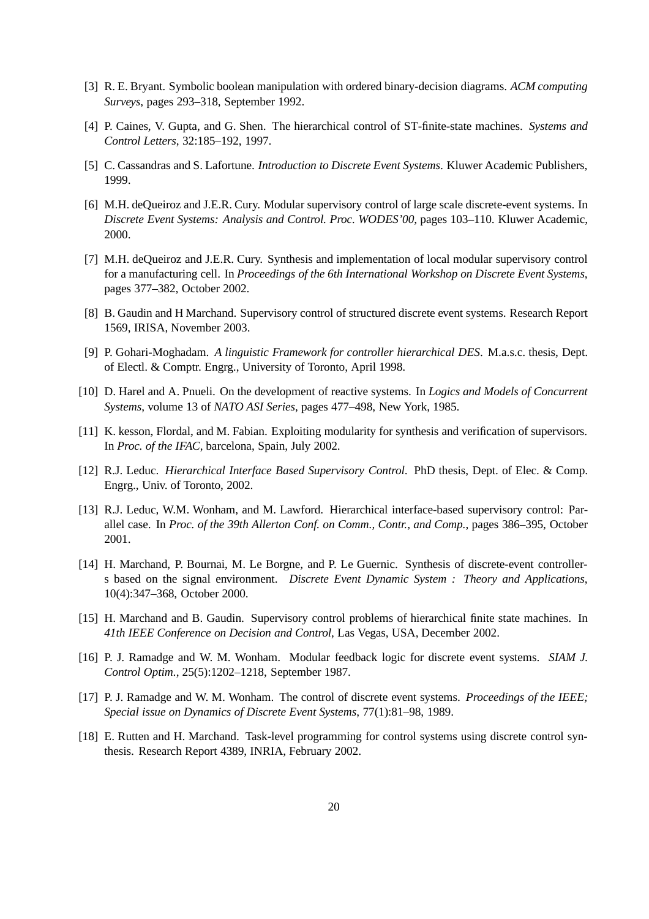[3] R. E. Bryant. Symbolic boolean manipulation with ordered binary-decision diagrams. *ACM computing Surveys*, pages 293–318, September 1992.

[4] P. Caines, V. Gupta, and G. Shen. The hierarchical control of ST-finite-state machines. *Systems and Control Letters*, 32:185–192, 1997.

[5] C. Cassandras and S. Lafortune. *Introduction to Discrete Event Systems*. Kluwer Academic Publishers, 1999.

[6] M.H. deQueiroz and J.E.R. Cury. Modular supervisory control of large scale discrete-event systems. In *Discrete Event Systems: Analysis and Control. Proc. WODES'00*, pages 103–110. Kluwer Academic, 2000.

[7] M.H. deQueiroz and J.E.R. Cury. Synthesis and implementation of local modular supervisory control for a manufacturing cell. In *Proceedings of the 6th International Workshop on Discrete Event Systems*, pages 377–382, October 2002.

[8] B. Gaudin and H Marchand. Supervisory control of structured discrete event systems. Research Report 1569, IRISA, November 2003.

[9] P. Gohari-Moghadam. *A linguistic Framework for controller hierarchical DES*. M.a.s.c. thesis, Dept. of Electl. & Comptr. Engrg., University of Toronto, April 1998.

[10] D. Harel and A. Pnueli. On the development of reactive systems. In *Logics and Models of Concurrent Systems*, volume 13 of *NATO ASI Series*, pages 477–498, New York, 1985.

[11] K. kesson, Flordal, and M. Fabian. Exploiting modularity for synthesis and verification of supervisors. In *Proc. of the IFAC*, barcelona, Spain, July 2002.

[12] R.J. Leduc. *Hierarchical Interface Based Supervisory Control*. PhD thesis, Dept. of Elec. & Comp. Engrg., Univ. of Toronto, 2002.

[13] R.J. Leduc, W.M. Wonham, and M. Lawford. Hierarchical interface-based supervisory control: Parallel case. In *Proc. of the 39th Allerton Conf. on Comm., Contr., and Comp.*, pages 386–395, October 2001.

[14] H. Marchand, P. Bournai, M. Le Borgne, and P. Le Guernic. Synthesis of discrete-event controllers based on the signal environment. *Discrete Event Dynamic System : Theory and Applications*, 10(4):347–368, October 2000.

[15] H. Marchand and B. Gaudin. Supervisory control problems of hierarchical finite state machines. In *41th IEEE Conference on Decision and Control*, Las Vegas, USA, December 2002.

[16] P. J. Ramadge and W. M. Wonham. Modular feedback logic for discrete event systems. *SIAM J. Control Optim.*, 25(5):1202–1218, September 1987.

[17] P. J. Ramadge and W. M. Wonham. The control of discrete event systems. *Proceedings of the IEEE; Special issue on Dynamics of Discrete Event Systems*, 77(1):81–98, 1989.

[18] E. Rutten and H. Marchand. Task-level programming for control systems using discrete control synthesis. Research Report 4389, INRIA, February 2002.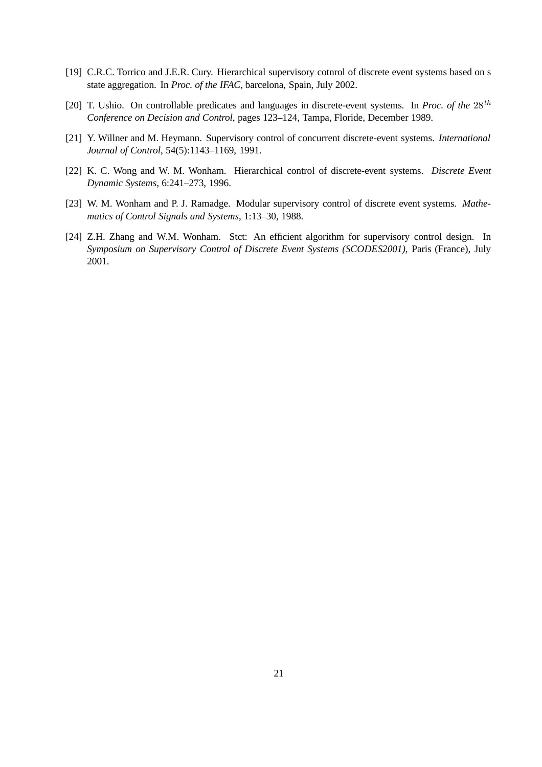[19] C.R.C. Torrico and J.E.R. Cury. Hierarchical supervisory cotnrol of discrete event systems based on s state aggregation. In *Proc. of the IFAC*, barcelona, Spain, July 2002.

[20] T. Ushio. On controllable predicates and languages in discrete-event systems. In *Proc. of the* $28^{th}$ *Conference on Decision and Control*, pages 123–124, Tampa, Floride, December 1989.

[21] Y. Willner and M. Heymann. Supervisory control of concurrent discrete-event systems. *International Journal of Control*, 54(5):1143–1169, 1991.

[22] K. C. Wong and W. M. Wonham. Hierarchical control of discrete-event systems. *Discrete Event Dynamic Systems*, 6:241–273, 1996.

[23] W. M. Wonham and P. J. Ramadge. Modular supervisory control of discrete event systems. *Mathematics of Control Signals and Systems*, 1:13–30, 1988.

[24] Z.H. Zhang and W.M. Wonham. Stct: An efficient algorithm for supervisory control design. In *Symposium on Supervisory Control of Discrete Event Systems (SCODES2001)*, Paris (France), July 2001.